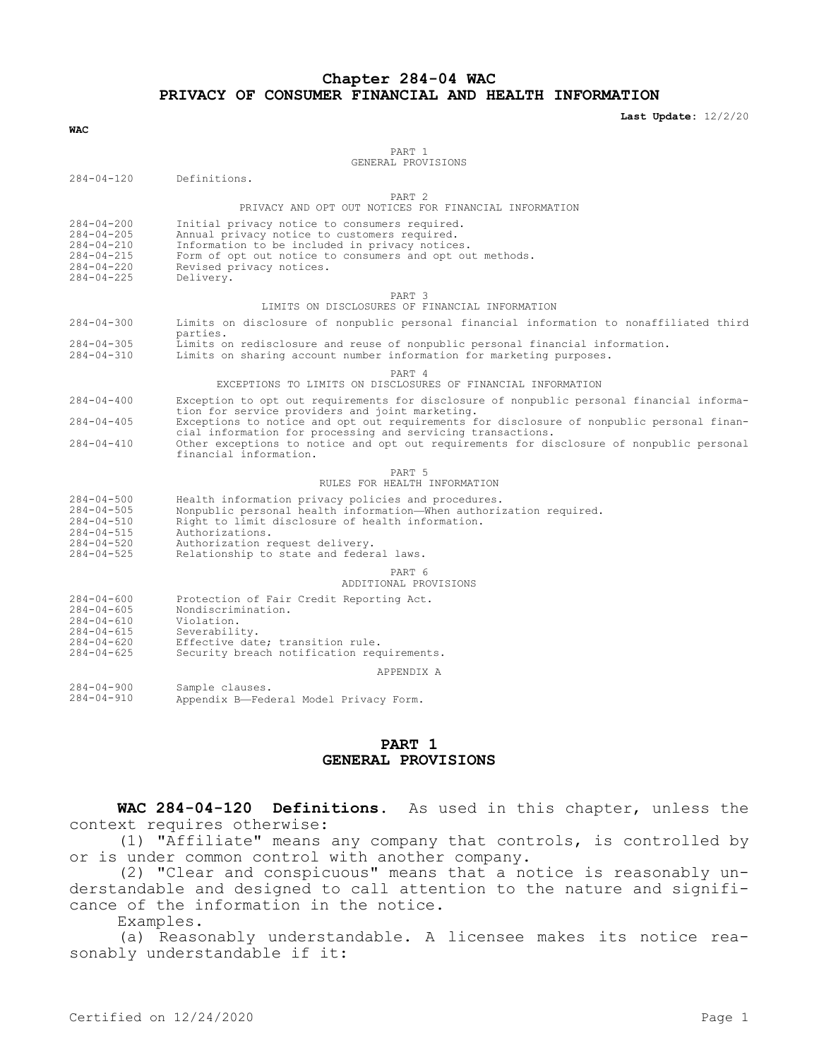# Chapter 284-04 WAC
# PRIVACY OF CONSUMER FINANCIAL AND HEALTH INFORMATION

**Last Update:** 12/2/20

**WAC**

PART 1
GENERAL PROVISIONS

| | |
|---|---|
| 284-04-120 | Definitions. |

PART 2
PRIVACY AND OPT OUT NOTICES FOR FINANCIAL INFORMATION

| | |
|---|---|
| 284-04-200 | Initial privacy notice to consumers required. |
| 284-04-205 | Annual privacy notice to customers required. |
| 284-04-210 | Information to be included in privacy notices. |
| 284-04-215 | Form of opt out notice to consumers and opt out methods. |
| 284-04-220 | Revised privacy notices. |
| 284-04-225 | Delivery. |

PART 3
LIMITS ON DISCLOSURES OF FINANCIAL INFORMATION

| | |
|---|---|
| 284-04-300 | Limits on disclosure of nonpublic personal financial information to nonaffiliated third parties. |
| 284-04-305 | Limits on redisclosure and reuse of nonpublic personal financial information. |
| 284-04-310 | Limits on sharing account number information for marketing purposes. |

PART 4
EXCEPTIONS TO LIMITS ON DISCLOSURES OF FINANCIAL INFORMATION

| | |
|---|---|
| 284-04-400 | Exception to opt out requirements for disclosure of nonpublic personal financial information for service providers and joint marketing. |
| 284-04-405 | Exceptions to notice and opt out requirements for disclosure of nonpublic personal financial information for processing and servicing transactions. |
| 284-04-410 | Other exceptions to notice and opt out requirements for disclosure of nonpublic personal financial information. |

PART 5
RULES FOR HEALTH INFORMATION

| | |
|---|---|
| 284-04-500 | Health information privacy policies and procedures. |
| 284-04-505 | Nonpublic personal health information—When authorization required. |
| 284-04-510 | Right to limit disclosure of health information. |
| 284-04-515 | Authorizations. |
| 284-04-520 | Authorization request delivery. |
| 284-04-525 | Relationship to state and federal laws. |

PART 6
ADDITIONAL PROVISIONS

| | |
|---|---|
| 284-04-600 | Protection of Fair Credit Reporting Act. |
| 284-04-605 | Nondiscrimination. |
| 284-04-610 | Violation. |
| 284-04-615 | Severability. |
| 284-04-620 | Effective date; transition rule. |
| 284-04-625 | Security breach notification requirements. |

APPENDIX A

| | |
|---|---|
| 284-04-900 | Sample clauses. |
| 284-04-910 | Appendix B—Federal Model Privacy Form. |

## PART 1
## GENERAL PROVISIONS

**WAC 284-04-120 Definitions.** As used in this chapter, unless the context requires otherwise:

(1) "Affiliate" means any company that controls, is controlled by or is under common control with another company.

(2) "Clear and conspicuous" means that a notice is reasonably understandable and designed to call attention to the nature and significance of the information in the notice.

Examples.

(a) Reasonably understandable. A licensee makes its notice reasonably understandable if it: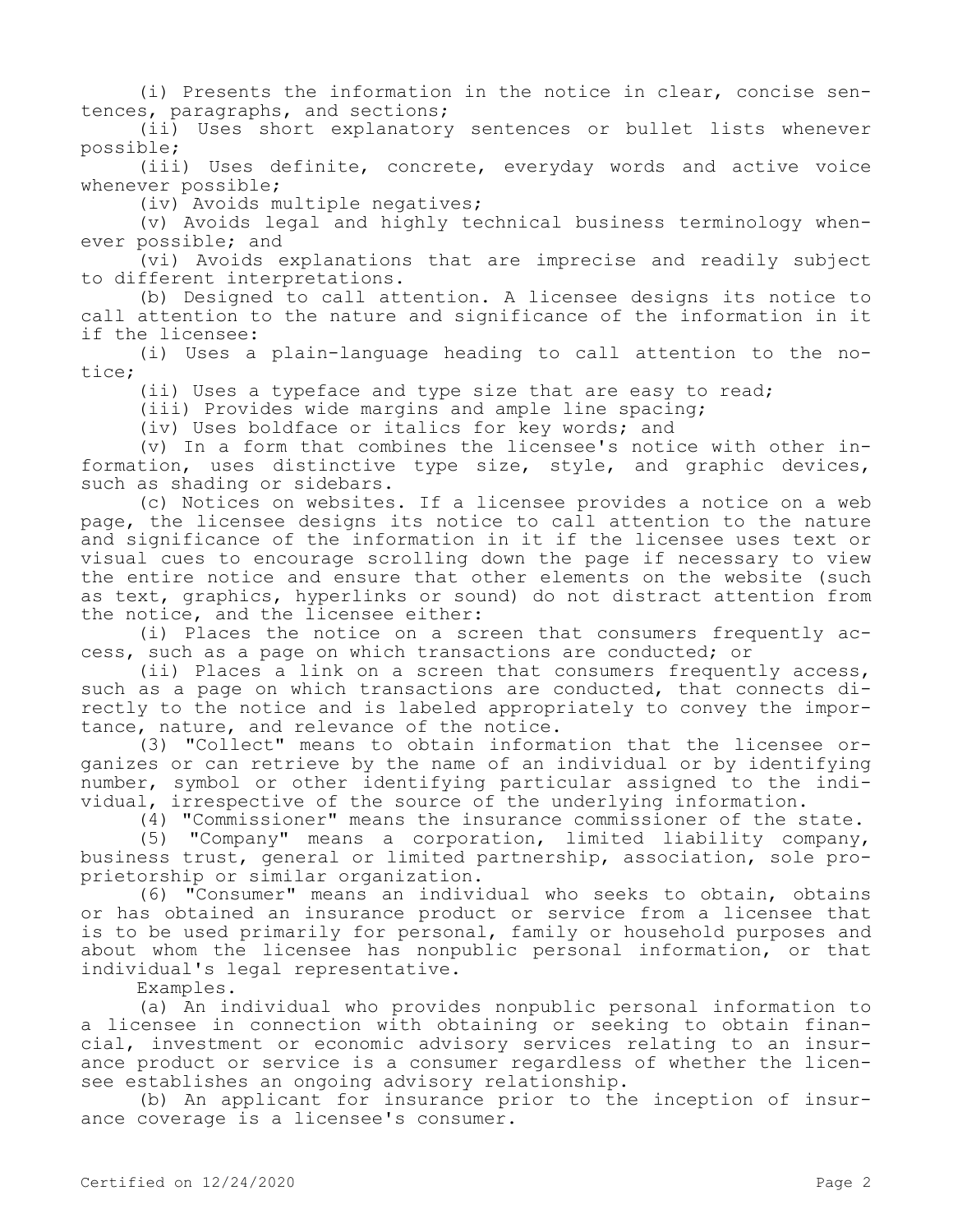(i) Presents the information in the notice in clear, concise sentences, paragraphs, and sections;

(ii) Uses short explanatory sentences or bullet lists whenever possible;

(iii) Uses definite, concrete, everyday words and active voice whenever possible;

(iv) Avoids multiple negatives;

(v) Avoids legal and highly technical business terminology whenever possible; and

(vi) Avoids explanations that are imprecise and readily subject to different interpretations.

(b) Designed to call attention. A licensee designs its notice to call attention to the nature and significance of the information in it if the licensee:

(i) Uses a plain-language heading to call attention to the notice;

(ii) Uses a typeface and type size that are easy to read;

(iii) Provides wide margins and ample line spacing;

(iv) Uses boldface or italics for key words; and

(v) In a form that combines the licensee's notice with other information, uses distinctive type size, style, and graphic devices, such as shading or sidebars.

(c) Notices on websites. If a licensee provides a notice on a web page, the licensee designs its notice to call attention to the nature and significance of the information in it if the licensee uses text or visual cues to encourage scrolling down the page if necessary to view the entire notice and ensure that other elements on the website (such as text, graphics, hyperlinks or sound) do not distract attention from the notice, and the licensee either:

(i) Places the notice on a screen that consumers frequently access, such as a page on which transactions are conducted; or

(ii) Places a link on a screen that consumers frequently access, such as a page on which transactions are conducted, that connects directly to the notice and is labeled appropriately to convey the importance, nature, and relevance of the notice.

(3) "Collect" means to obtain information that the licensee organizes or can retrieve by the name of an individual or by identifying number, symbol or other identifying particular assigned to the individual, irrespective of the source of the underlying information.

(4) "Commissioner" means the insurance commissioner of the state.

(5) "Company" means a corporation, limited liability company, business trust, general or limited partnership, association, sole proprietorship or similar organization.

(6) "Consumer" means an individual who seeks to obtain, obtains or has obtained an insurance product or service from a licensee that is to be used primarily for personal, family or household purposes and about whom the licensee has nonpublic personal information, or that individual's legal representative.

Examples.

(a) An individual who provides nonpublic personal information to a licensee in connection with obtaining or seeking to obtain financial, investment or economic advisory services relating to an insurance product or service is a consumer regardless of whether the licensee establishes an ongoing advisory relationship.

(b) An applicant for insurance prior to the inception of insurance coverage is a licensee's consumer.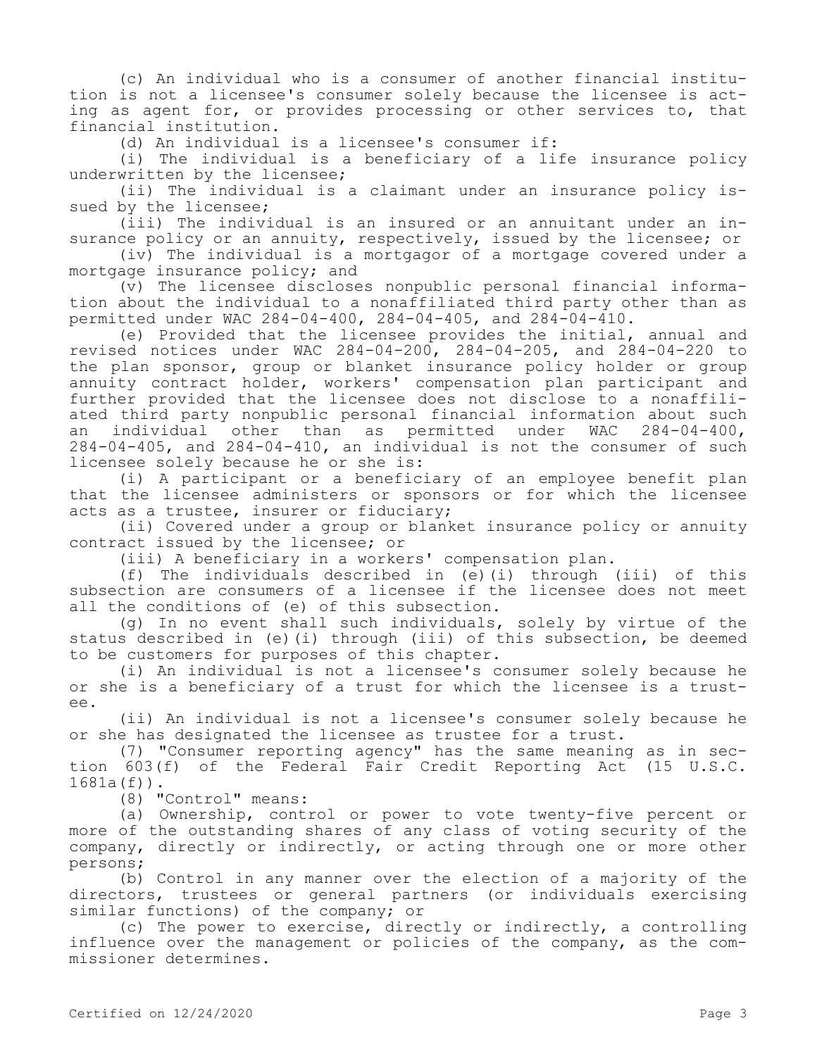(c) An individual who is a consumer of another financial institution is not a licensee's consumer solely because the licensee is acting as agent for, or provides processing or other services to, that financial institution.

(d) An individual is a licensee's consumer if:

(i) The individual is a beneficiary of a life insurance policy underwritten by the licensee;

(ii) The individual is a claimant under an insurance policy issued by the licensee;

(iii) The individual is an insured or an annuitant under an insurance policy or an annuity, respectively, issued by the licensee; or

(iv) The individual is a mortgagor of a mortgage covered under a mortgage insurance policy; and

(v) The licensee discloses nonpublic personal financial information about the individual to a nonaffiliated third party other than as permitted under WAC 284-04-400, 284-04-405, and 284-04-410.

(e) Provided that the licensee provides the initial, annual and revised notices under WAC 284-04-200, 284-04-205, and 284-04-220 to the plan sponsor, group or blanket insurance policy holder or group annuity contract holder, workers' compensation plan participant and further provided that the licensee does not disclose to a nonaffiliated third party nonpublic personal financial information about such an individual other than as permitted under WAC 284-04-400, 284-04-405, and 284-04-410, an individual is not the consumer of such licensee solely because he or she is:

(i) A participant or a beneficiary of an employee benefit plan that the licensee administers or sponsors or for which the licensee acts as a trustee, insurer or fiduciary;

(ii) Covered under a group or blanket insurance policy or annuity contract issued by the licensee; or

(iii) A beneficiary in a workers' compensation plan.

(f) The individuals described in (e)(i) through (iii) of this subsection are consumers of a licensee if the licensee does not meet all the conditions of (e) of this subsection.

(g) In no event shall such individuals, solely by virtue of the status described in (e)(i) through (iii) of this subsection, be deemed to be customers for purposes of this chapter.

(i) An individual is not a licensee's consumer solely because he or she is a beneficiary of a trust for which the licensee is a trustee.

(ii) An individual is not a licensee's consumer solely because he or she has designated the licensee as trustee for a trust.

(7) "Consumer reporting agency" has the same meaning as in section 603(f) of the Federal Fair Credit Reporting Act (15 U.S.C. 1681a(f)).

(8) "Control" means:

(a) Ownership, control or power to vote twenty-five percent or more of the outstanding shares of any class of voting security of the company, directly or indirectly, or acting through one or more other persons;

(b) Control in any manner over the election of a majority of the directors, trustees or general partners (or individuals exercising similar functions) of the company; or

(c) The power to exercise, directly or indirectly, a controlling influence over the management or policies of the company, as the commissioner determines.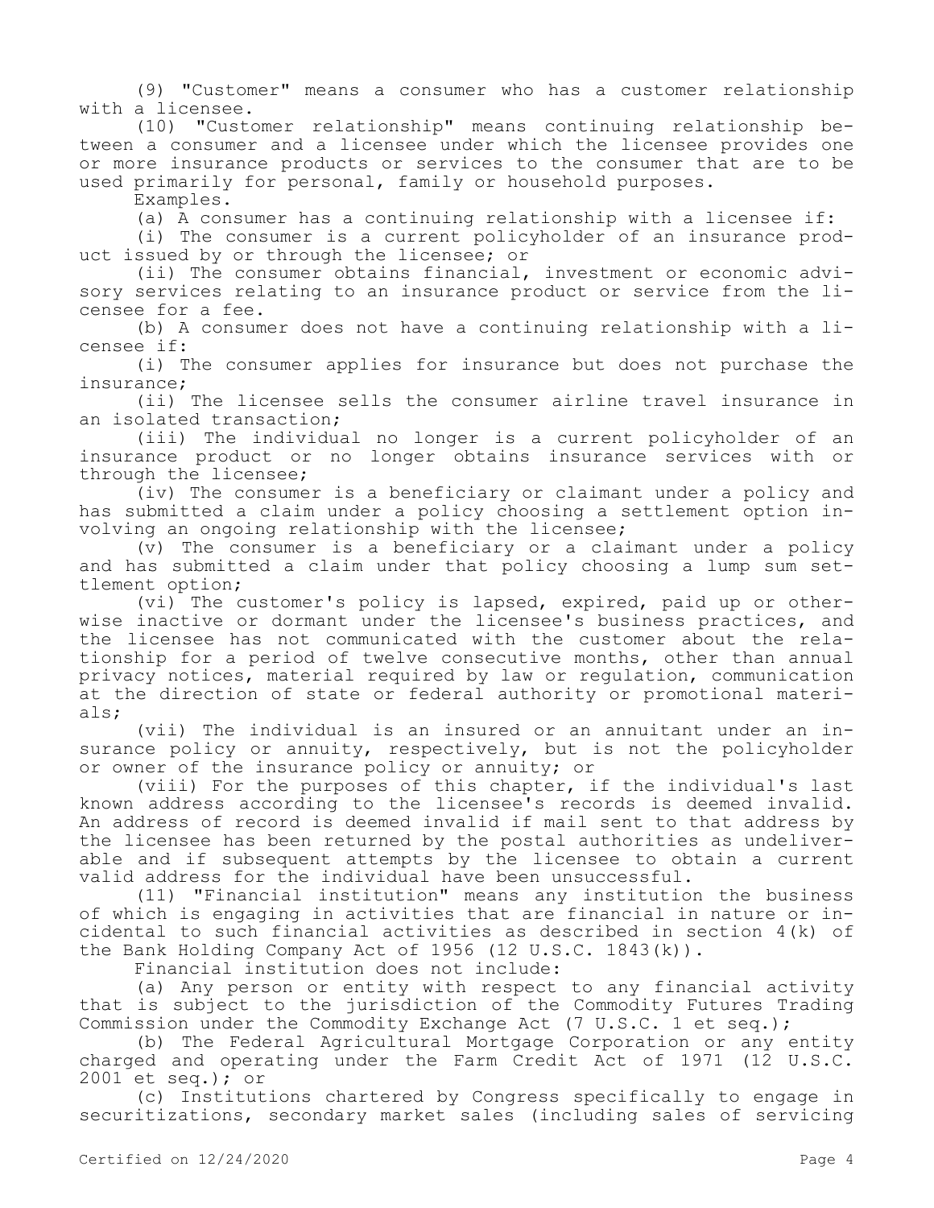(9) "Customer" means a consumer who has a customer relationship with a licensee.

(10) "Customer relationship" means continuing relationship between a consumer and a licensee under which the licensee provides one or more insurance products or services to the consumer that are to be used primarily for personal, family or household purposes.

Examples.

(a) A consumer has a continuing relationship with a licensee if:

(i) The consumer is a current policyholder of an insurance product issued by or through the licensee; or

(ii) The consumer obtains financial, investment or economic advisory services relating to an insurance product or service from the licensee for a fee.

(b) A consumer does not have a continuing relationship with a licensee if:

(i) The consumer applies for insurance but does not purchase the insurance;

(ii) The licensee sells the consumer airline travel insurance in an isolated transaction;

(iii) The individual no longer is a current policyholder of an insurance product or no longer obtains insurance services with or through the licensee;

(iv) The consumer is a beneficiary or claimant under a policy and has submitted a claim under a policy choosing a settlement option involving an ongoing relationship with the licensee;

(v) The consumer is a beneficiary or a claimant under a policy and has submitted a claim under that policy choosing a lump sum settlement option;

(vi) The customer's policy is lapsed, expired, paid up or otherwise inactive or dormant under the licensee's business practices, and the licensee has not communicated with the customer about the relationship for a period of twelve consecutive months, other than annual privacy notices, material required by law or regulation, communication at the direction of state or federal authority or promotional materials;

(vii) The individual is an insured or an annuitant under an insurance policy or annuity, respectively, but is not the policyholder or owner of the insurance policy or annuity; or

(viii) For the purposes of this chapter, if the individual's last known address according to the licensee's records is deemed invalid. An address of record is deemed invalid if mail sent to that address by the licensee has been returned by the postal authorities as undeliverable and if subsequent attempts by the licensee to obtain a current valid address for the individual have been unsuccessful.

(11) "Financial institution" means any institution the business of which is engaging in activities that are financial in nature or incidental to such financial activities as described in section 4(k) of the Bank Holding Company Act of 1956 (12 U.S.C. 1843(k)).

Financial institution does not include:

(a) Any person or entity with respect to any financial activity that is subject to the jurisdiction of the Commodity Futures Trading Commission under the Commodity Exchange Act (7 U.S.C. 1 et seq.);

(b) The Federal Agricultural Mortgage Corporation or any entity charged and operating under the Farm Credit Act of 1971 (12 U.S.C. 2001 et seq.); or

(c) Institutions chartered by Congress specifically to engage in securitizations, secondary market sales (including sales of servicing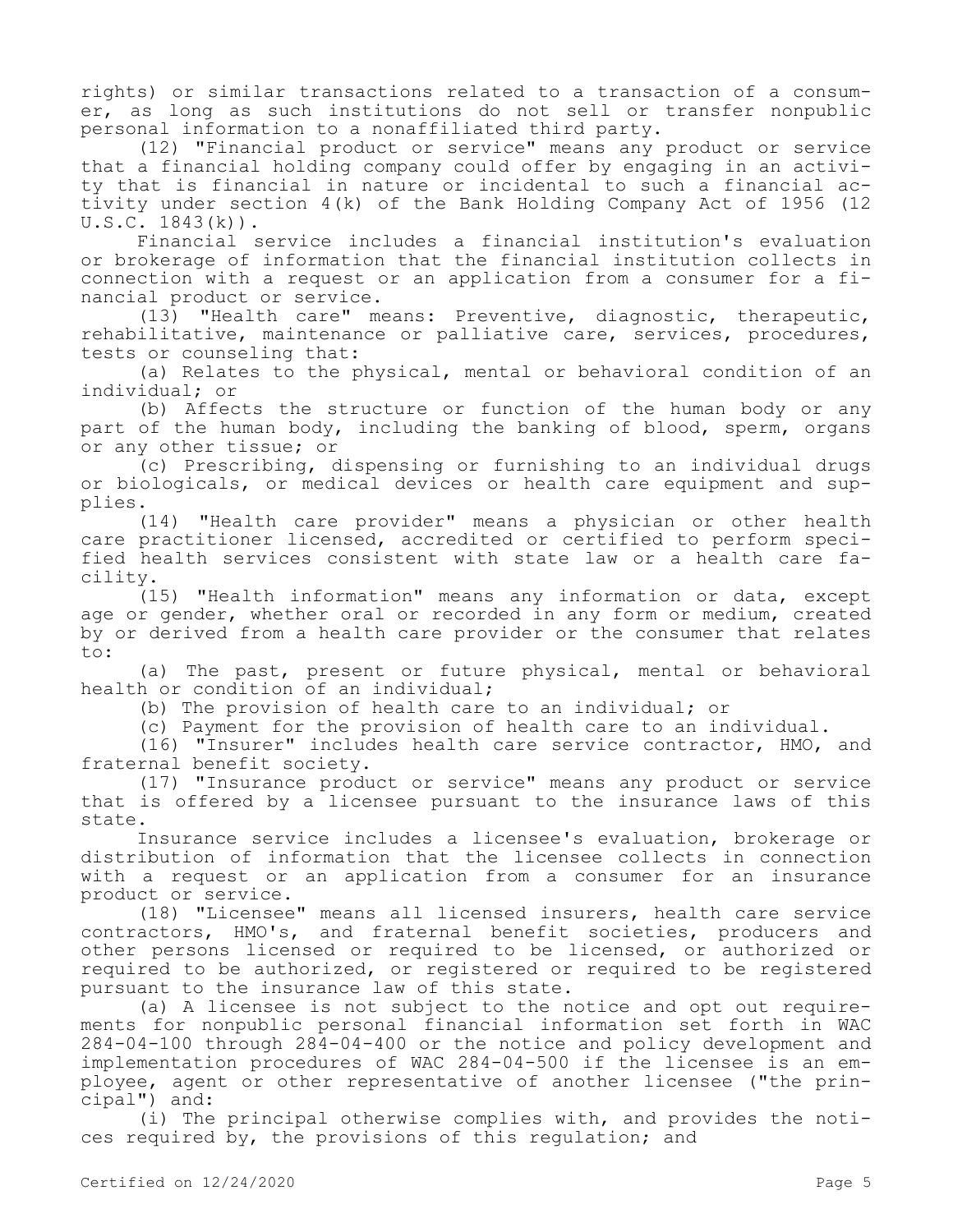rights) or similar transactions related to a transaction of a consumer, as long as such institutions do not sell or transfer nonpublic personal information to a nonaffiliated third party.

(12) "Financial product or service" means any product or service that a financial holding company could offer by engaging in an activity that is financial in nature or incidental to such a financial activity under section 4(k) of the Bank Holding Company Act of 1956 (12 U.S.C. 1843(k)).

Financial service includes a financial institution's evaluation or brokerage of information that the financial institution collects in connection with a request or an application from a consumer for a financial product or service.

(13) "Health care" means: Preventive, diagnostic, therapeutic, rehabilitative, maintenance or palliative care, services, procedures, tests or counseling that:

(a) Relates to the physical, mental or behavioral condition of an individual; or

(b) Affects the structure or function of the human body or any part of the human body, including the banking of blood, sperm, organs or any other tissue; or

(c) Prescribing, dispensing or furnishing to an individual drugs or biologicals, or medical devices or health care equipment and supplies.

(14) "Health care provider" means a physician or other health care practitioner licensed, accredited or certified to perform specified health services consistent with state law or a health care facility.

(15) "Health information" means any information or data, except age or gender, whether oral or recorded in any form or medium, created by or derived from a health care provider or the consumer that relates to:

(a) The past, present or future physical, mental or behavioral health or condition of an individual;

(b) The provision of health care to an individual; or

(c) Payment for the provision of health care to an individual.

(16) "Insurer" includes health care service contractor, HMO, and fraternal benefit society.

(17) "Insurance product or service" means any product or service that is offered by a licensee pursuant to the insurance laws of this state.

Insurance service includes a licensee's evaluation, brokerage or distribution of information that the licensee collects in connection with a request or an application from a consumer for an insurance product or service.

(18) "Licensee" means all licensed insurers, health care service contractors, HMO's, and fraternal benefit societies, producers and other persons licensed or required to be licensed, or authorized or required to be authorized, or registered or required to be registered pursuant to the insurance law of this state.

(a) A licensee is not subject to the notice and opt out requirements for nonpublic personal financial information set forth in WAC 284-04-100 through 284-04-400 or the notice and policy development and implementation procedures of WAC 284-04-500 if the licensee is an employee, agent or other representative of another licensee ("the principal") and:

(i) The principal otherwise complies with, and provides the notices required by, the provisions of this regulation; and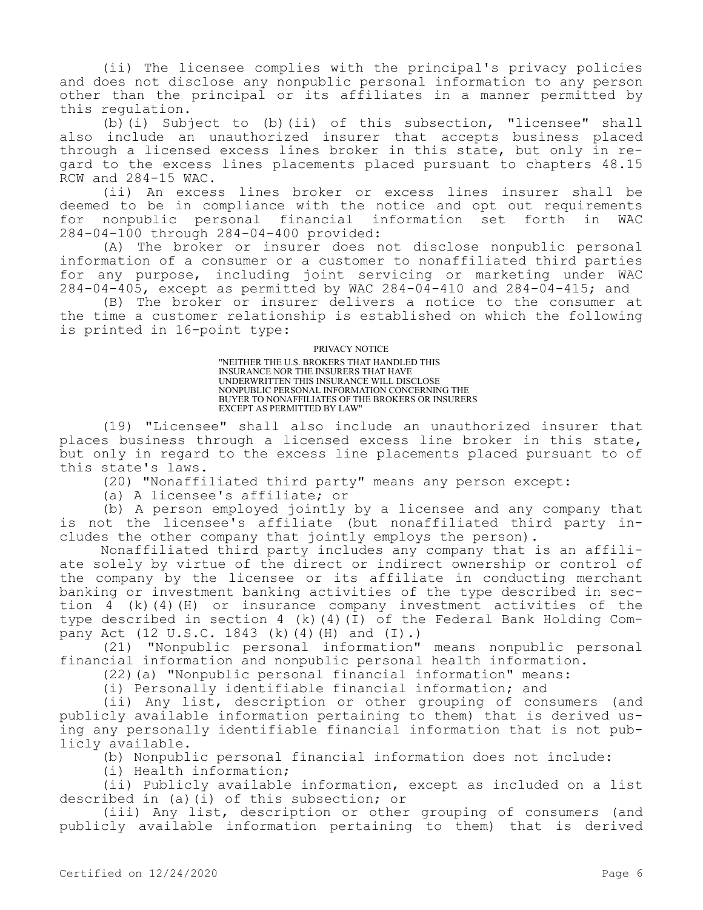(ii) The licensee complies with the principal's privacy policies and does not disclose any nonpublic personal information to any person other than the principal or its affiliates in a manner permitted by this regulation.

(b)(i) Subject to (b)(ii) of this subsection, "licensee" shall also include an unauthorized insurer that accepts business placed through a licensed excess lines broker in this state, but only in regard to the excess lines placements placed pursuant to chapters 48.15 RCW and 284-15 WAC.

(ii) An excess lines broker or excess lines insurer shall be deemed to be in compliance with the notice and opt out requirements for nonpublic personal financial information set forth in WAC 284-04-100 through 284-04-400 provided:

(A) The broker or insurer does not disclose nonpublic personal information of a consumer or a customer to nonaffiliated third parties for any purpose, including joint servicing or marketing under WAC 284-04-405, except as permitted by WAC 284-04-410 and 284-04-415; and

(B) The broker or insurer delivers a notice to the consumer at the time a customer relationship is established on which the following is printed in 16-point type:

PRIVACY NOTICE

"NEITHER THE U.S. BROKERS THAT HANDLED THIS INSURANCE NOR THE INSURERS THAT HAVE UNDERWRITTEN THIS INSURANCE WILL DISCLOSE NONPUBLIC PERSONAL INFORMATION CONCERNING THE BUYER TO NONAFFILIATES OF THE BROKERS OR INSURERS EXCEPT AS PERMITTED BY LAW"

(19) "Licensee" shall also include an unauthorized insurer that places business through a licensed excess line broker in this state, but only in regard to the excess line placements placed pursuant to of this state's laws.

(20) "Nonaffiliated third party" means any person except:

(a) A licensee's affiliate; or

(b) A person employed jointly by a licensee and any company that is not the licensee's affiliate (but nonaffiliated third party includes the other company that jointly employs the person).

Nonaffiliated third party includes any company that is an affiliate solely by virtue of the direct or indirect ownership or control of the company by the licensee or its affiliate in conducting merchant banking or investment banking activities of the type described in section 4 (k)(4)(H) or insurance company investment activities of the type described in section 4 (k)(4)(I) of the Federal Bank Holding Company Act (12 U.S.C. 1843 (k)(4)(H) and (I).)

(21) "Nonpublic personal information" means nonpublic personal financial information and nonpublic personal health information.

(22)(a) "Nonpublic personal financial information" means:

(i) Personally identifiable financial information; and

(ii) Any list, description or other grouping of consumers (and publicly available information pertaining to them) that is derived using any personally identifiable financial information that is not publicly available.

(b) Nonpublic personal financial information does not include:

(i) Health information;

(ii) Publicly available information, except as included on a list described in (a)(i) of this subsection; or

(iii) Any list, description or other grouping of consumers (and publicly available information pertaining to them) that is derived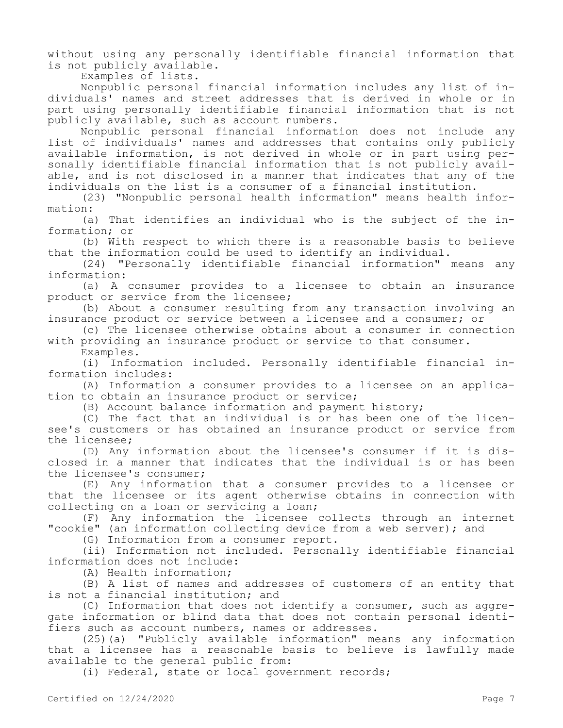without using any personally identifiable financial information that is not publicly available.

Examples of lists.

Nonpublic personal financial information includes any list of individuals' names and street addresses that is derived in whole or in part using personally identifiable financial information that is not publicly available, such as account numbers.

Nonpublic personal financial information does not include any list of individuals' names and addresses that contains only publicly available information, is not derived in whole or in part using personally identifiable financial information that is not publicly available, and is not disclosed in a manner that indicates that any of the individuals on the list is a consumer of a financial institution.

(23) "Nonpublic personal health information" means health information:

(a) That identifies an individual who is the subject of the information; or

(b) With respect to which there is a reasonable basis to believe that the information could be used to identify an individual.

(24) "Personally identifiable financial information" means any information:

(a) A consumer provides to a licensee to obtain an insurance product or service from the licensee;

(b) About a consumer resulting from any transaction involving an insurance product or service between a licensee and a consumer; or

(c) The licensee otherwise obtains about a consumer in connection with providing an insurance product or service to that consumer.

Examples.

(i) Information included. Personally identifiable financial information includes:

(A) Information a consumer provides to a licensee on an application to obtain an insurance product or service;

(B) Account balance information and payment history;

(C) The fact that an individual is or has been one of the licensee's customers or has obtained an insurance product or service from the licensee;

(D) Any information about the licensee's consumer if it is disclosed in a manner that indicates that the individual is or has been the licensee's consumer;

(E) Any information that a consumer provides to a licensee or that the licensee or its agent otherwise obtains in connection with collecting on a loan or servicing a loan;

(F) Any information the licensee collects through an internet "cookie" (an information collecting device from a web server); and

(G) Information from a consumer report.

(ii) Information not included. Personally identifiable financial information does not include:

(A) Health information;

(B) A list of names and addresses of customers of an entity that is not a financial institution; and

(C) Information that does not identify a consumer, such as aggregate information or blind data that does not contain personal identifiers such as account numbers, names or addresses.

(25)(a) "Publicly available information" means any information that a licensee has a reasonable basis to believe is lawfully made available to the general public from:

(i) Federal, state or local government records;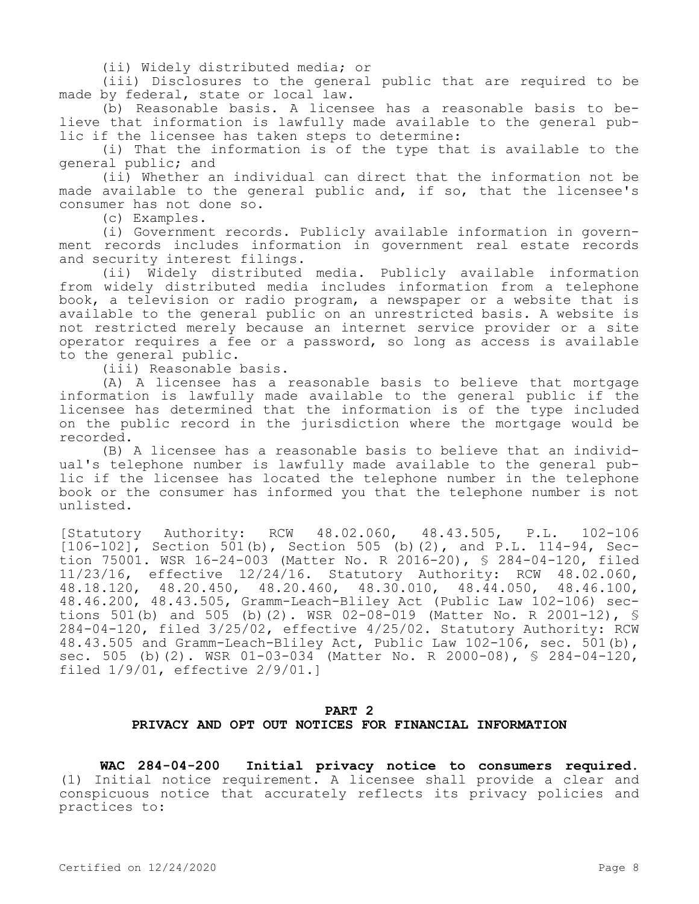(ii) Widely distributed media; or

(iii) Disclosures to the general public that are required to be made by federal, state or local law.

(b) Reasonable basis. A licensee has a reasonable basis to believe that information is lawfully made available to the general public if the licensee has taken steps to determine:

(i) That the information is of the type that is available to the general public; and

(ii) Whether an individual can direct that the information not be made available to the general public and, if so, that the licensee's consumer has not done so.

(c) Examples.

(i) Government records. Publicly available information in government records includes information in government real estate records and security interest filings.

(ii) Widely distributed media. Publicly available information from widely distributed media includes information from a telephone book, a television or radio program, a newspaper or a website that is available to the general public on an unrestricted basis. A website is not restricted merely because an internet service provider or a site operator requires a fee or a password, so long as access is available to the general public.

(iii) Reasonable basis.

(A) A licensee has a reasonable basis to believe that mortgage information is lawfully made available to the general public if the licensee has determined that the information is of the type included on the public record in the jurisdiction where the mortgage would be recorded.

(B) A licensee has a reasonable basis to believe that an individual's telephone number is lawfully made available to the general public if the licensee has located the telephone number in the telephone book or the consumer has informed you that the telephone number is not unlisted.

[Statutory Authority: RCW 48.02.060, 48.43.505, P.L. 102-106 [106-102], Section 501(b), Section 505 (b)(2), and P.L. 114-94, Section 75001. WSR 16-24-003 (Matter No. R 2016-20), § 284-04-120, filed 11/23/16, effective 12/24/16. Statutory Authority: RCW 48.02.060, 48.18.120, 48.20.450, 48.20.460, 48.30.010, 48.44.050, 48.46.100, 48.46.200, 48.43.505, Gramm-Leach-Bliley Act (Public Law 102-106) sections 501(b) and 505 (b)(2). WSR 02-08-019 (Matter No. R 2001-12), § 284-04-120, filed 3/25/02, effective 4/25/02. Statutory Authority: RCW 48.43.505 and Gramm-Leach-Bliley Act, Public Law 102-106, sec. 501(b), sec. 505 (b)(2). WSR 01-03-034 (Matter No. R 2000-08), § 284-04-120, filed 1/9/01, effective 2/9/01.]

## PART 2
## PRIVACY AND OPT OUT NOTICES FOR FINANCIAL INFORMATION

**WAC 284-04-200 Initial privacy notice to consumers required.** (1) Initial notice requirement. A licensee shall provide a clear and conspicuous notice that accurately reflects its privacy policies and practices to: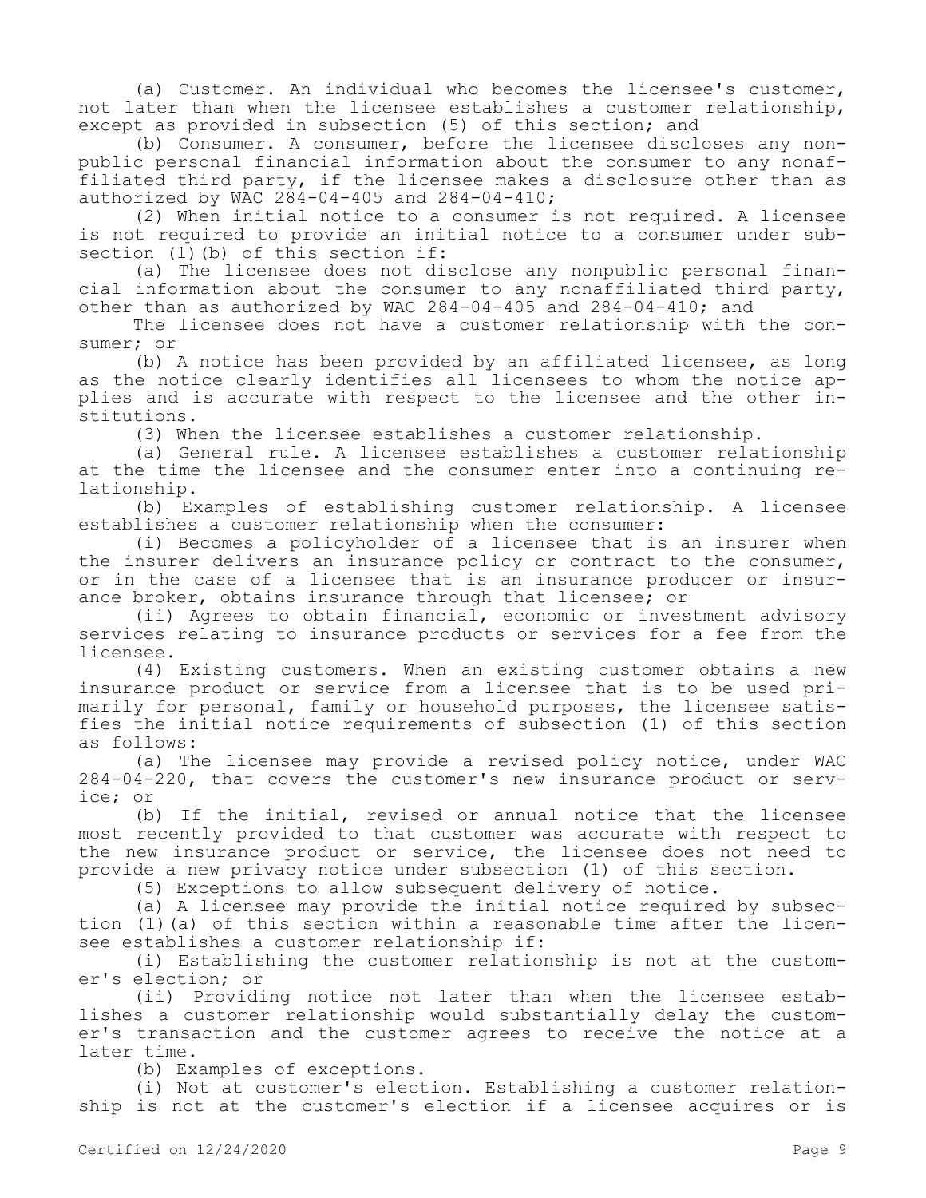(a) Customer. An individual who becomes the licensee's customer, not later than when the licensee establishes a customer relationship, except as provided in subsection (5) of this section; and

(b) Consumer. A consumer, before the licensee discloses any nonpublic personal financial information about the consumer to any nonaffiliated third party, if the licensee makes a disclosure other than as authorized by WAC 284-04-405 and 284-04-410;

(2) When initial notice to a consumer is not required. A licensee is not required to provide an initial notice to a consumer under subsection (1)(b) of this section if:

(a) The licensee does not disclose any nonpublic personal financial information about the consumer to any nonaffiliated third party, other than as authorized by WAC 284-04-405 and 284-04-410; and

The licensee does not have a customer relationship with the consumer; or

(b) A notice has been provided by an affiliated licensee, as long as the notice clearly identifies all licensees to whom the notice applies and is accurate with respect to the licensee and the other institutions.

(3) When the licensee establishes a customer relationship.

(a) General rule. A licensee establishes a customer relationship at the time the licensee and the consumer enter into a continuing relationship.

(b) Examples of establishing customer relationship. A licensee establishes a customer relationship when the consumer:

(i) Becomes a policyholder of a licensee that is an insurer when the insurer delivers an insurance policy or contract to the consumer, or in the case of a licensee that is an insurance producer or insurance broker, obtains insurance through that licensee; or

(ii) Agrees to obtain financial, economic or investment advisory services relating to insurance products or services for a fee from the licensee.

(4) Existing customers. When an existing customer obtains a new insurance product or service from a licensee that is to be used primarily for personal, family or household purposes, the licensee satisfies the initial notice requirements of subsection (1) of this section as follows:

(a) The licensee may provide a revised policy notice, under WAC 284-04-220, that covers the customer's new insurance product or service; or

(b) If the initial, revised or annual notice that the licensee most recently provided to that customer was accurate with respect to the new insurance product or service, the licensee does not need to provide a new privacy notice under subsection (1) of this section.

(5) Exceptions to allow subsequent delivery of notice.

(a) A licensee may provide the initial notice required by subsection (1)(a) of this section within a reasonable time after the licensee establishes a customer relationship if:

(i) Establishing the customer relationship is not at the customer's election; or

(ii) Providing notice not later than when the licensee establishes a customer relationship would substantially delay the customer's transaction and the customer agrees to receive the notice at a later time.

(b) Examples of exceptions.

(i) Not at customer's election. Establishing a customer relationship is not at the customer's election if a licensee acquires or is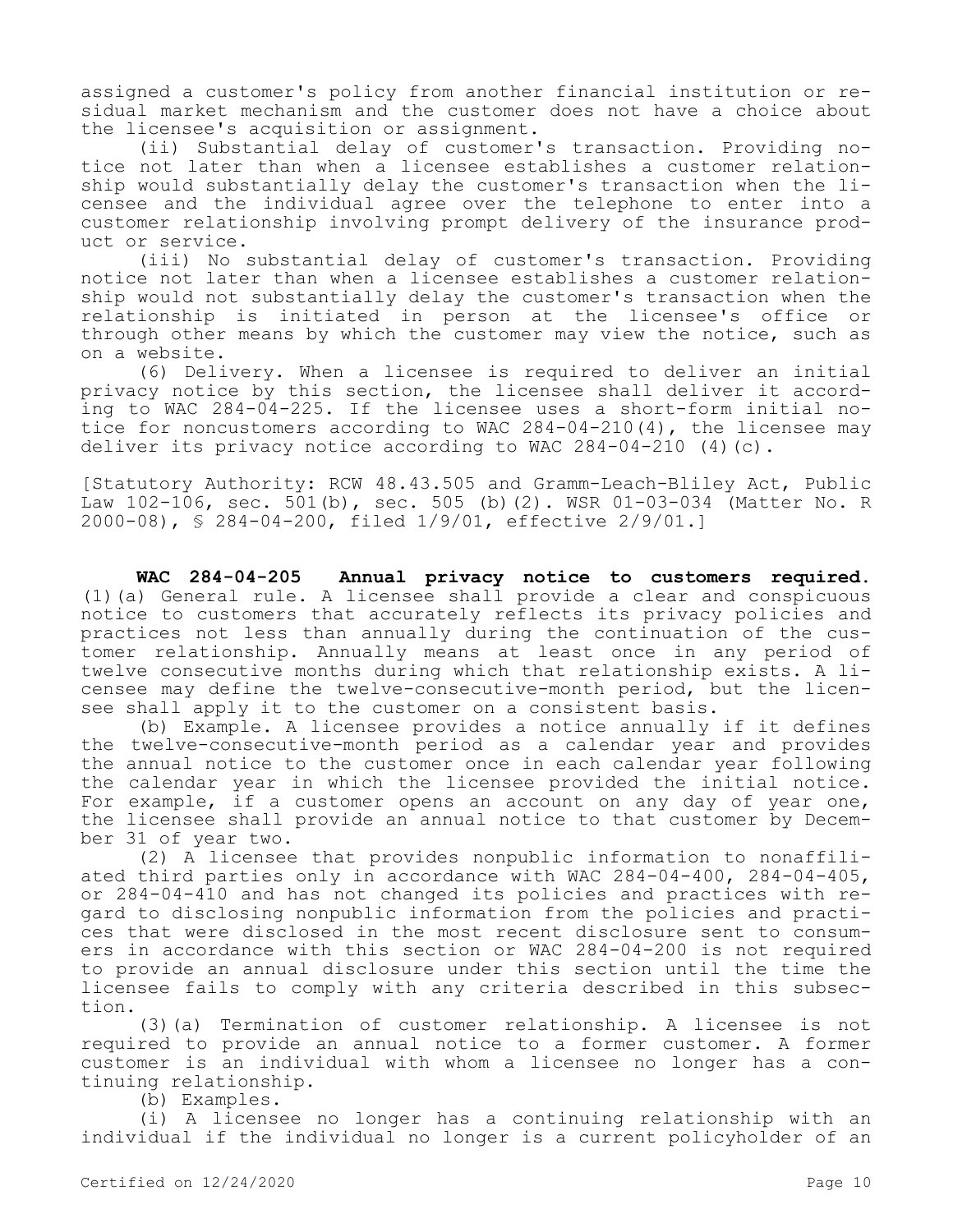assigned a customer's policy from another financial institution or residual market mechanism and the customer does not have a choice about the licensee's acquisition or assignment.

(ii) Substantial delay of customer's transaction. Providing notice not later than when a licensee establishes a customer relationship would substantially delay the customer's transaction when the licensee and the individual agree over the telephone to enter into a customer relationship involving prompt delivery of the insurance product or service.

(iii) No substantial delay of customer's transaction. Providing notice not later than when a licensee establishes a customer relationship would not substantially delay the customer's transaction when the relationship is initiated in person at the licensee's office or through other means by which the customer may view the notice, such as on a website.

(6) Delivery. When a licensee is required to deliver an initial privacy notice by this section, the licensee shall deliver it according to WAC 284-04-225. If the licensee uses a short-form initial notice for noncustomers according to WAC 284-04-210(4), the licensee may deliver its privacy notice according to WAC 284-04-210 (4)(c).

[Statutory Authority: RCW 48.43.505 and Gramm-Leach-Bliley Act, Public Law 102-106, sec. 501(b), sec. 505 (b)(2). WSR 01-03-034 (Matter No. R 2000-08), § 284-04-200, filed 1/9/01, effective 2/9/01.]

**WAC 284-04-205 Annual privacy notice to customers required.** (1)(a) General rule. A licensee shall provide a clear and conspicuous notice to customers that accurately reflects its privacy policies and practices not less than annually during the continuation of the customer relationship. Annually means at least once in any period of twelve consecutive months during which that relationship exists. A licensee may define the twelve-consecutive-month period, but the licensee shall apply it to the customer on a consistent basis.

(b) Example. A licensee provides a notice annually if it defines the twelve-consecutive-month period as a calendar year and provides the annual notice to the customer once in each calendar year following the calendar year in which the licensee provided the initial notice. For example, if a customer opens an account on any day of year one, the licensee shall provide an annual notice to that customer by December 31 of year two.

(2) A licensee that provides nonpublic information to nonaffiliated third parties only in accordance with WAC 284-04-400, 284-04-405, or 284-04-410 and has not changed its policies and practices with regard to disclosing nonpublic information from the policies and practices that were disclosed in the most recent disclosure sent to consumers in accordance with this section or WAC 284-04-200 is not required to provide an annual disclosure under this section until the time the licensee fails to comply with any criteria described in this subsection.

(3)(a) Termination of customer relationship. A licensee is not required to provide an annual notice to a former customer. A former customer is an individual with whom a licensee no longer has a continuing relationship.

(b) Examples.

(i) A licensee no longer has a continuing relationship with an individual if the individual no longer is a current policyholder of an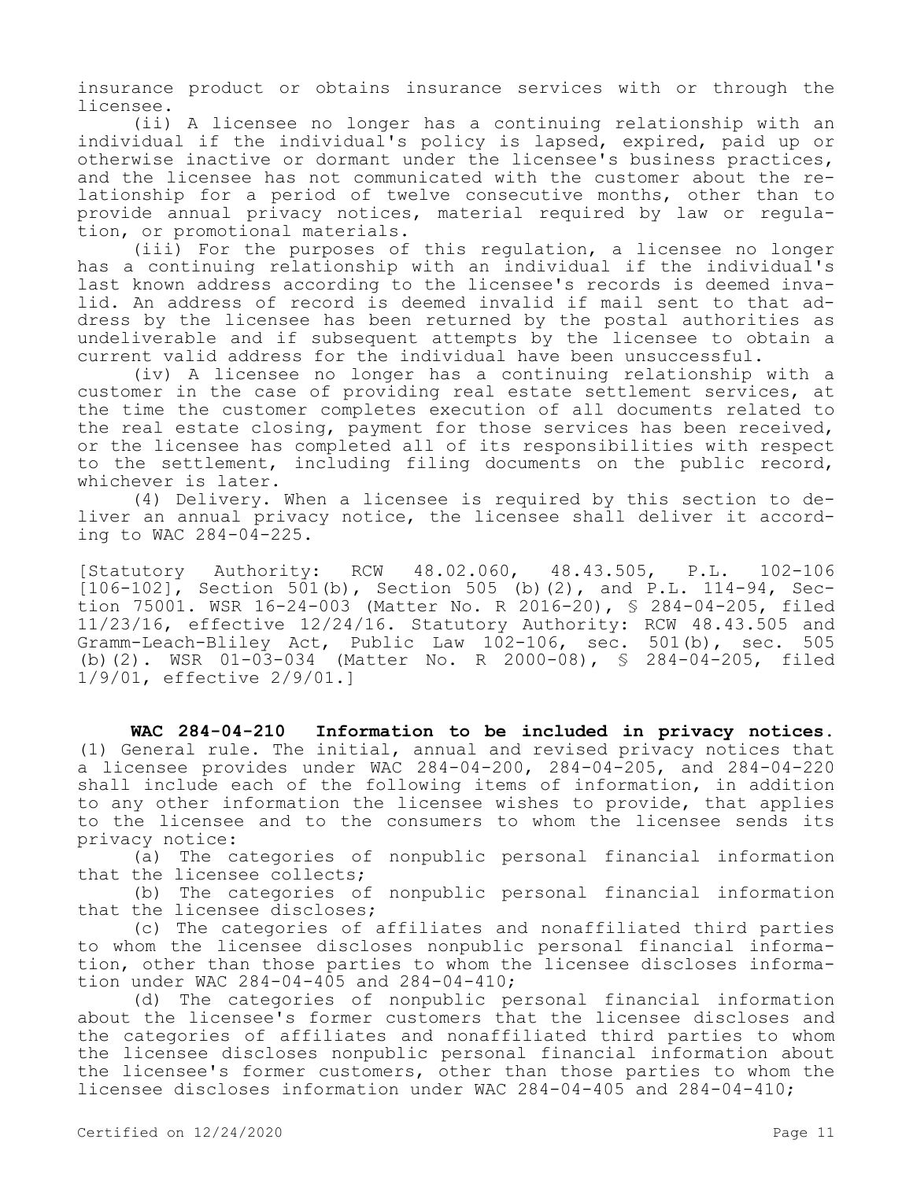insurance product or obtains insurance services with or through the licensee.

(ii) A licensee no longer has a continuing relationship with an individual if the individual's policy is lapsed, expired, paid up or otherwise inactive or dormant under the licensee's business practices, and the licensee has not communicated with the customer about the relationship for a period of twelve consecutive months, other than to provide annual privacy notices, material required by law or regulation, or promotional materials.

(iii) For the purposes of this regulation, a licensee no longer has a continuing relationship with an individual if the individual's last known address according to the licensee's records is deemed invalid. An address of record is deemed invalid if mail sent to that address by the licensee has been returned by the postal authorities as undeliverable and if subsequent attempts by the licensee to obtain a current valid address for the individual have been unsuccessful.

(iv) A licensee no longer has a continuing relationship with a customer in the case of providing real estate settlement services, at the time the customer completes execution of all documents related to the real estate closing, payment for those services has been received, or the licensee has completed all of its responsibilities with respect to the settlement, including filing documents on the public record, whichever is later.

(4) Delivery. When a licensee is required by this section to deliver an annual privacy notice, the licensee shall deliver it according to WAC 284-04-225.

[Statutory Authority: RCW 48.02.060, 48.43.505, P.L. 102-106 [106-102], Section 501(b), Section 505 (b)(2), and P.L. 114-94, Section 75001. WSR 16-24-003 (Matter No. R 2016-20), § 284-04-205, filed 11/23/16, effective 12/24/16. Statutory Authority: RCW 48.43.505 and Gramm-Leach-Bliley Act, Public Law 102-106, sec. 501(b), sec. 505 (b)(2). WSR 01-03-034 (Matter No. R 2000-08), § 284-04-205, filed 1/9/01, effective 2/9/01.]

**WAC 284-04-210 Information to be included in privacy notices.** (1) General rule. The initial, annual and revised privacy notices that a licensee provides under WAC 284-04-200, 284-04-205, and 284-04-220 shall include each of the following items of information, in addition to any other information the licensee wishes to provide, that applies to the licensee and to the consumers to whom the licensee sends its privacy notice:

(a) The categories of nonpublic personal financial information that the licensee collects;

(b) The categories of nonpublic personal financial information that the licensee discloses;

(c) The categories of affiliates and nonaffiliated third parties to whom the licensee discloses nonpublic personal financial information, other than those parties to whom the licensee discloses information under WAC 284-04-405 and 284-04-410;

(d) The categories of nonpublic personal financial information about the licensee's former customers that the licensee discloses and the categories of affiliates and nonaffiliated third parties to whom the licensee discloses nonpublic personal financial information about the licensee's former customers, other than those parties to whom the licensee discloses information under WAC 284-04-405 and 284-04-410;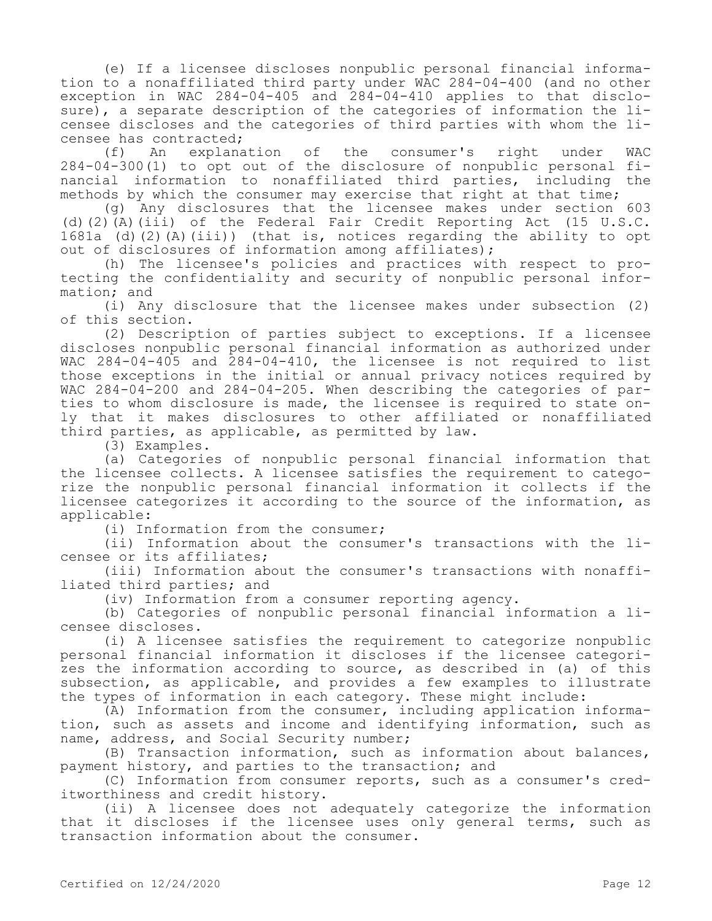(e) If a licensee discloses nonpublic personal financial information to a nonaffiliated third party under WAC 284-04-400 (and no other exception in WAC 284-04-405 and 284-04-410 applies to that disclosure), a separate description of the categories of information the licensee discloses and the categories of third parties with whom the licensee has contracted;

(f) An explanation of the consumer's right under WAC 284-04-300(1) to opt out of the disclosure of nonpublic personal financial information to nonaffiliated third parties, including the methods by which the consumer may exercise that right at that time;

(g) Any disclosures that the licensee makes under section 603 (d)(2)(A)(iii) of the Federal Fair Credit Reporting Act (15 U.S.C. 1681a (d)(2)(A)(iii)) (that is, notices regarding the ability to opt out of disclosures of information among affiliates);

(h) The licensee's policies and practices with respect to protecting the confidentiality and security of nonpublic personal information; and

(i) Any disclosure that the licensee makes under subsection (2) of this section.

(2) Description of parties subject to exceptions. If a licensee discloses nonpublic personal financial information as authorized under WAC 284-04-405 and 284-04-410, the licensee is not required to list those exceptions in the initial or annual privacy notices required by WAC 284-04-200 and 284-04-205. When describing the categories of parties to whom disclosure is made, the licensee is required to state only that it makes disclosures to other affiliated or nonaffiliated third parties, as applicable, as permitted by law.

(3) Examples.

(a) Categories of nonpublic personal financial information that the licensee collects. A licensee satisfies the requirement to categorize the nonpublic personal financial information it collects if the licensee categorizes it according to the source of the information, as applicable:

(i) Information from the consumer;

(ii) Information about the consumer's transactions with the licensee or its affiliates;

(iii) Information about the consumer's transactions with nonaffiliated third parties; and

(iv) Information from a consumer reporting agency.

(b) Categories of nonpublic personal financial information a licensee discloses.

(i) A licensee satisfies the requirement to categorize nonpublic personal financial information it discloses if the licensee categorizes the information according to source, as described in (a) of this subsection, as applicable, and provides a few examples to illustrate the types of information in each category. These might include:

(A) Information from the consumer, including application information, such as assets and income and identifying information, such as name, address, and Social Security number;

(B) Transaction information, such as information about balances, payment history, and parties to the transaction; and

(C) Information from consumer reports, such as a consumer's creditworthiness and credit history.

(ii) A licensee does not adequately categorize the information that it discloses if the licensee uses only general terms, such as transaction information about the consumer.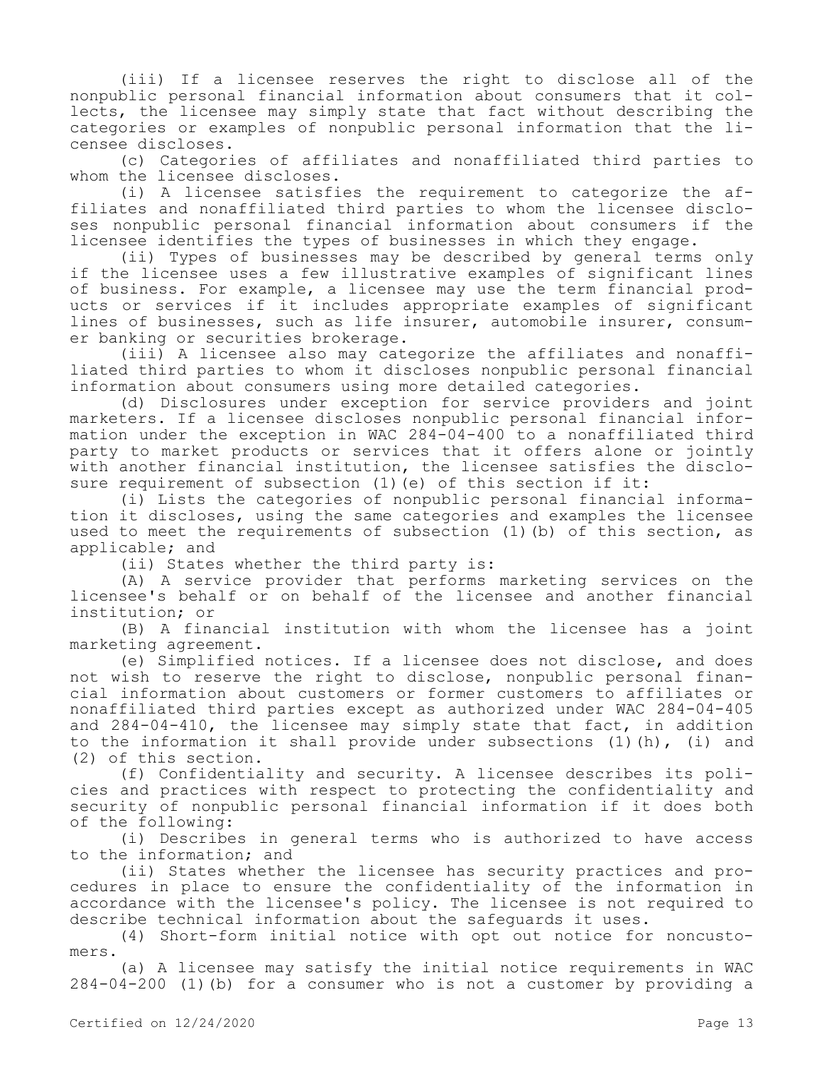(iii) If a licensee reserves the right to disclose all of the nonpublic personal financial information about consumers that it collects, the licensee may simply state that fact without describing the categories or examples of nonpublic personal information that the licensee discloses.

(c) Categories of affiliates and nonaffiliated third parties to whom the licensee discloses.

(i) A licensee satisfies the requirement to categorize the affiliates and nonaffiliated third parties to whom the licensee discloses nonpublic personal financial information about consumers if the licensee identifies the types of businesses in which they engage.

(ii) Types of businesses may be described by general terms only if the licensee uses a few illustrative examples of significant lines of business. For example, a licensee may use the term financial products or services if it includes appropriate examples of significant lines of businesses, such as life insurer, automobile insurer, consumer banking or securities brokerage.

(iii) A licensee also may categorize the affiliates and nonaffiliated third parties to whom it discloses nonpublic personal financial information about consumers using more detailed categories.

(d) Disclosures under exception for service providers and joint marketers. If a licensee discloses nonpublic personal financial information under the exception in WAC 284-04-400 to a nonaffiliated third party to market products or services that it offers alone or jointly with another financial institution, the licensee satisfies the disclosure requirement of subsection (1)(e) of this section if it:

(i) Lists the categories of nonpublic personal financial information it discloses, using the same categories and examples the licensee used to meet the requirements of subsection (1)(b) of this section, as applicable; and

(ii) States whether the third party is:

(A) A service provider that performs marketing services on the licensee's behalf or on behalf of the licensee and another financial institution; or

(B) A financial institution with whom the licensee has a joint marketing agreement.

(e) Simplified notices. If a licensee does not disclose, and does not wish to reserve the right to disclose, nonpublic personal financial information about customers or former customers to affiliates or nonaffiliated third parties except as authorized under WAC 284-04-405 and 284-04-410, the licensee may simply state that fact, in addition to the information it shall provide under subsections (1)(h), (i) and (2) of this section.

(f) Confidentiality and security. A licensee describes its policies and practices with respect to protecting the confidentiality and security of nonpublic personal financial information if it does both of the following:

(i) Describes in general terms who is authorized to have access to the information; and

(ii) States whether the licensee has security practices and procedures in place to ensure the confidentiality of the information in accordance with the licensee's policy. The licensee is not required to describe technical information about the safeguards it uses.

(4) Short-form initial notice with opt out notice for noncustomers.

(a) A licensee may satisfy the initial notice requirements in WAC 284-04-200 (1)(b) for a consumer who is not a customer by providing a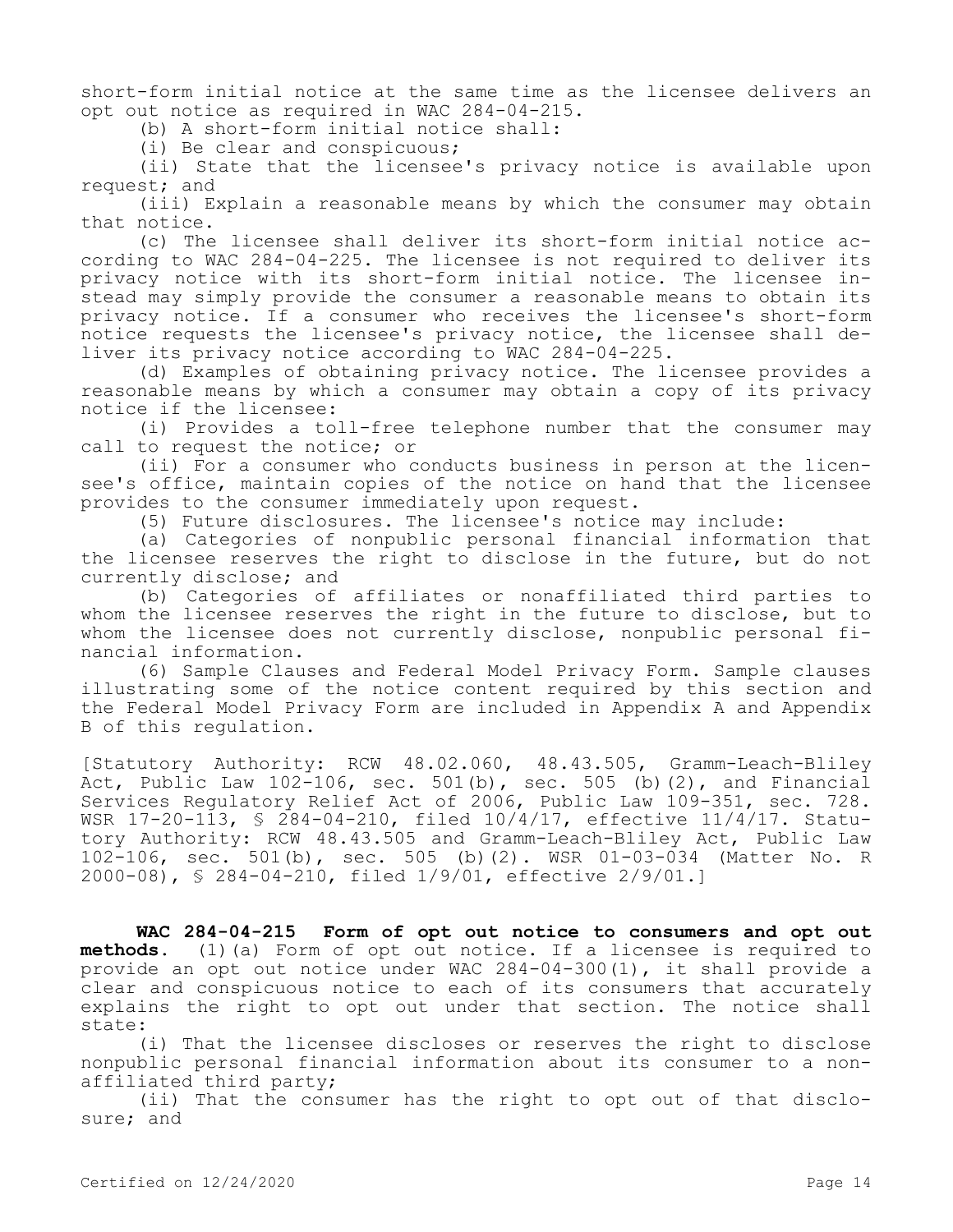short-form initial notice at the same time as the licensee delivers an opt out notice as required in WAC 284-04-215.

(b) A short-form initial notice shall:

(i) Be clear and conspicuous;

(ii) State that the licensee's privacy notice is available upon request; and

(iii) Explain a reasonable means by which the consumer may obtain that notice.

(c) The licensee shall deliver its short-form initial notice according to WAC 284-04-225. The licensee is not required to deliver its privacy notice with its short-form initial notice. The licensee instead may simply provide the consumer a reasonable means to obtain its privacy notice. If a consumer who receives the licensee's short-form notice requests the licensee's privacy notice, the licensee shall deliver its privacy notice according to WAC 284-04-225.

(d) Examples of obtaining privacy notice. The licensee provides a reasonable means by which a consumer may obtain a copy of its privacy notice if the licensee:

(i) Provides a toll-free telephone number that the consumer may call to request the notice; or

(ii) For a consumer who conducts business in person at the licensee's office, maintain copies of the notice on hand that the licensee provides to the consumer immediately upon request.

(5) Future disclosures. The licensee's notice may include:

(a) Categories of nonpublic personal financial information that the licensee reserves the right to disclose in the future, but do not currently disclose; and

(b) Categories of affiliates or nonaffiliated third parties to whom the licensee reserves the right in the future to disclose, but to whom the licensee does not currently disclose, nonpublic personal financial information.

(6) Sample Clauses and Federal Model Privacy Form. Sample clauses illustrating some of the notice content required by this section and the Federal Model Privacy Form are included in Appendix A and Appendix B of this regulation.

[Statutory Authority: RCW 48.02.060, 48.43.505, Gramm-Leach-Bliley Act, Public Law 102-106, sec. 501(b), sec. 505 (b)(2), and Financial Services Regulatory Relief Act of 2006, Public Law 109-351, sec. 728. WSR 17-20-113, § 284-04-210, filed 10/4/17, effective 11/4/17. Statutory Authority: RCW 48.43.505 and Gramm-Leach-Bliley Act, Public Law 102-106, sec. 501(b), sec. 505 (b)(2). WSR 01-03-034 (Matter No. R 2000-08), § 284-04-210, filed 1/9/01, effective 2/9/01.]

**WAC 284-04-215 Form of opt out notice to consumers and opt out methods.** (1)(a) Form of opt out notice. If a licensee is required to provide an opt out notice under WAC 284-04-300(1), it shall provide a clear and conspicuous notice to each of its consumers that accurately explains the right to opt out under that section. The notice shall state:

(i) That the licensee discloses or reserves the right to disclose nonpublic personal financial information about its consumer to a nonaffiliated third party;

(ii) That the consumer has the right to opt out of that disclosure; and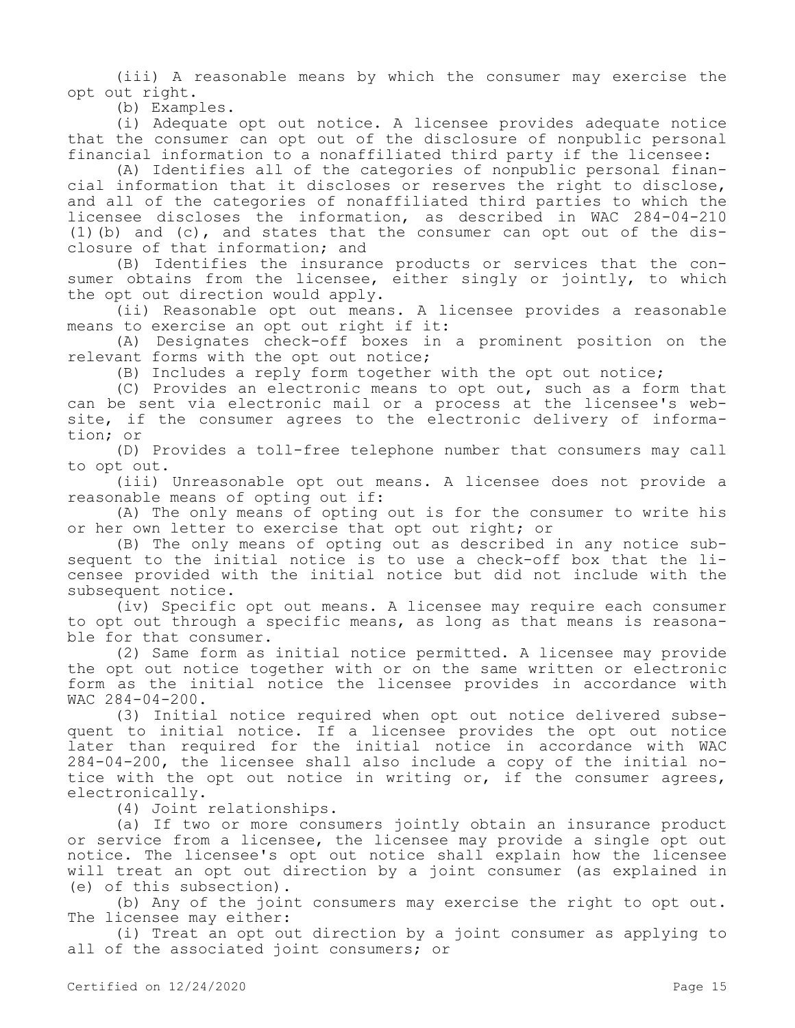(iii) A reasonable means by which the consumer may exercise the opt out right.

(b) Examples.

(i) Adequate opt out notice. A licensee provides adequate notice that the consumer can opt out of the disclosure of nonpublic personal financial information to a nonaffiliated third party if the licensee:

(A) Identifies all of the categories of nonpublic personal financial information that it discloses or reserves the right to disclose, and all of the categories of nonaffiliated third parties to which the licensee discloses the information, as described in WAC 284-04-210 (1)(b) and (c), and states that the consumer can opt out of the disclosure of that information; and

(B) Identifies the insurance products or services that the consumer obtains from the licensee, either singly or jointly, to which the opt out direction would apply.

(ii) Reasonable opt out means. A licensee provides a reasonable means to exercise an opt out right if it:

(A) Designates check-off boxes in a prominent position on the relevant forms with the opt out notice;

(B) Includes a reply form together with the opt out notice;

(C) Provides an electronic means to opt out, such as a form that can be sent via electronic mail or a process at the licensee's website, if the consumer agrees to the electronic delivery of information; or

(D) Provides a toll-free telephone number that consumers may call to opt out.

(iii) Unreasonable opt out means. A licensee does not provide a reasonable means of opting out if:

(A) The only means of opting out is for the consumer to write his or her own letter to exercise that opt out right; or

(B) The only means of opting out as described in any notice subsequent to the initial notice is to use a check-off box that the licensee provided with the initial notice but did not include with the subsequent notice.

(iv) Specific opt out means. A licensee may require each consumer to opt out through a specific means, as long as that means is reasonable for that consumer.

(2) Same form as initial notice permitted. A licensee may provide the opt out notice together with or on the same written or electronic form as the initial notice the licensee provides in accordance with WAC 284-04-200.

(3) Initial notice required when opt out notice delivered subsequent to initial notice. If a licensee provides the opt out notice later than required for the initial notice in accordance with WAC 284-04-200, the licensee shall also include a copy of the initial notice with the opt out notice in writing or, if the consumer agrees, electronically.

(4) Joint relationships.

(a) If two or more consumers jointly obtain an insurance product or service from a licensee, the licensee may provide a single opt out notice. The licensee's opt out notice shall explain how the licensee will treat an opt out direction by a joint consumer (as explained in (e) of this subsection).

(b) Any of the joint consumers may exercise the right to opt out. The licensee may either:

(i) Treat an opt out direction by a joint consumer as applying to all of the associated joint consumers; or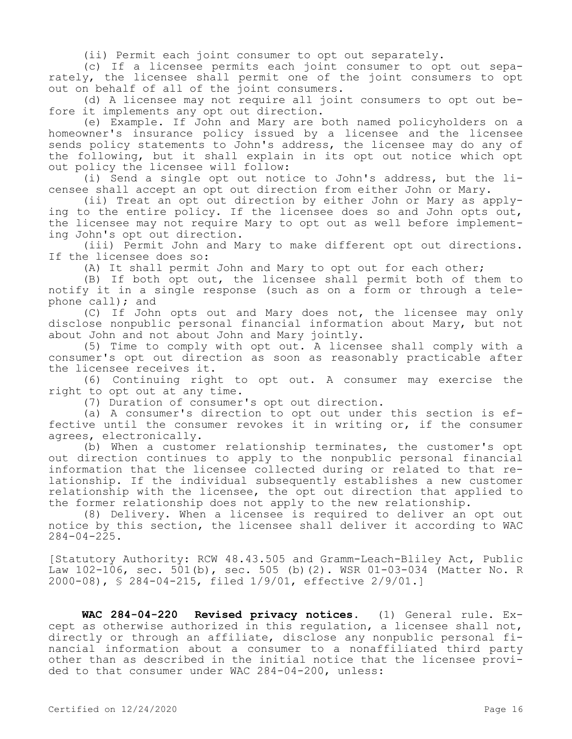(ii) Permit each joint consumer to opt out separately.

(c) If a licensee permits each joint consumer to opt out separately, the licensee shall permit one of the joint consumers to opt out on behalf of all of the joint consumers.

(d) A licensee may not require all joint consumers to opt out before it implements any opt out direction.

(e) Example. If John and Mary are both named policyholders on a homeowner's insurance policy issued by a licensee and the licensee sends policy statements to John's address, the licensee may do any of the following, but it shall explain in its opt out notice which opt out policy the licensee will follow:

(i) Send a single opt out notice to John's address, but the licensee shall accept an opt out direction from either John or Mary.

(ii) Treat an opt out direction by either John or Mary as applying to the entire policy. If the licensee does so and John opts out, the licensee may not require Mary to opt out as well before implementing John's opt out direction.

(iii) Permit John and Mary to make different opt out directions. If the licensee does so:

(A) It shall permit John and Mary to opt out for each other;

(B) If both opt out, the licensee shall permit both of them to notify it in a single response (such as on a form or through a telephone call); and

(C) If John opts out and Mary does not, the licensee may only disclose nonpublic personal financial information about Mary, but not about John and not about John and Mary jointly.

(5) Time to comply with opt out. A licensee shall comply with a consumer's opt out direction as soon as reasonably practicable after the licensee receives it.

(6) Continuing right to opt out. A consumer may exercise the right to opt out at any time.

(7) Duration of consumer's opt out direction.

(a) A consumer's direction to opt out under this section is effective until the consumer revokes it in writing or, if the consumer agrees, electronically.

(b) When a customer relationship terminates, the customer's opt out direction continues to apply to the nonpublic personal financial information that the licensee collected during or related to that relationship. If the individual subsequently establishes a new customer relationship with the licensee, the opt out direction that applied to the former relationship does not apply to the new relationship.

(8) Delivery. When a licensee is required to deliver an opt out notice by this section, the licensee shall deliver it according to WAC 284-04-225.

[Statutory Authority: RCW 48.43.505 and Gramm-Leach-Bliley Act, Public Law 102-106, sec. 501(b), sec. 505 (b)(2). WSR 01-03-034 (Matter No. R 2000-08), § 284-04-215, filed 1/9/01, effective 2/9/01.]

**WAC 284-04-220 Revised privacy notices.** (1) General rule. Except as otherwise authorized in this regulation, a licensee shall not, directly or through an affiliate, disclose any nonpublic personal financial information about a consumer to a nonaffiliated third party other than as described in the initial notice that the licensee provided to that consumer under WAC 284-04-200, unless: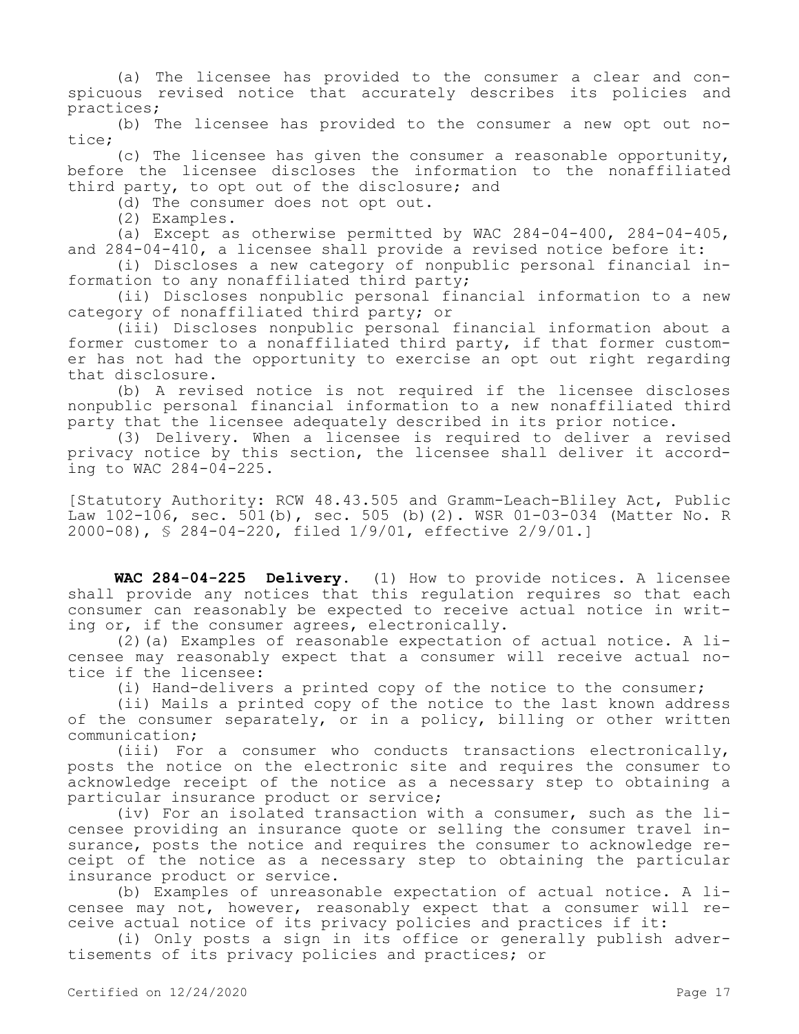(a) The licensee has provided to the consumer a clear and conspicuous revised notice that accurately describes its policies and practices;

(b) The licensee has provided to the consumer a new opt out notice;

(c) The licensee has given the consumer a reasonable opportunity, before the licensee discloses the information to the nonaffiliated third party, to opt out of the disclosure; and

(d) The consumer does not opt out.

(2) Examples.

(a) Except as otherwise permitted by WAC 284-04-400, 284-04-405, and 284-04-410, a licensee shall provide a revised notice before it:

(i) Discloses a new category of nonpublic personal financial information to any nonaffiliated third party;

(ii) Discloses nonpublic personal financial information to a new category of nonaffiliated third party; or

(iii) Discloses nonpublic personal financial information about a former customer to a nonaffiliated third party, if that former customer has not had the opportunity to exercise an opt out right regarding that disclosure.

(b) A revised notice is not required if the licensee discloses nonpublic personal financial information to a new nonaffiliated third party that the licensee adequately described in its prior notice.

(3) Delivery. When a licensee is required to deliver a revised privacy notice by this section, the licensee shall deliver it according to WAC 284-04-225.

[Statutory Authority: RCW 48.43.505 and Gramm-Leach-Bliley Act, Public Law 102-106, sec. 501(b), sec. 505 (b)(2). WSR 01-03-034 (Matter No. R 2000-08), § 284-04-220, filed 1/9/01, effective 2/9/01.]

**WAC 284-04-225 Delivery.** (1) How to provide notices. A licensee shall provide any notices that this regulation requires so that each consumer can reasonably be expected to receive actual notice in writing or, if the consumer agrees, electronically.

(2)(a) Examples of reasonable expectation of actual notice. A licensee may reasonably expect that a consumer will receive actual notice if the licensee:

(i) Hand-delivers a printed copy of the notice to the consumer;

(ii) Mails a printed copy of the notice to the last known address of the consumer separately, or in a policy, billing or other written communication;

(iii) For a consumer who conducts transactions electronically, posts the notice on the electronic site and requires the consumer to acknowledge receipt of the notice as a necessary step to obtaining a particular insurance product or service;

(iv) For an isolated transaction with a consumer, such as the licensee providing an insurance quote or selling the consumer travel insurance, posts the notice and requires the consumer to acknowledge receipt of the notice as a necessary step to obtaining the particular insurance product or service.

(b) Examples of unreasonable expectation of actual notice. A licensee may not, however, reasonably expect that a consumer will receive actual notice of its privacy policies and practices if it:

(i) Only posts a sign in its office or generally publish advertisements of its privacy policies and practices; or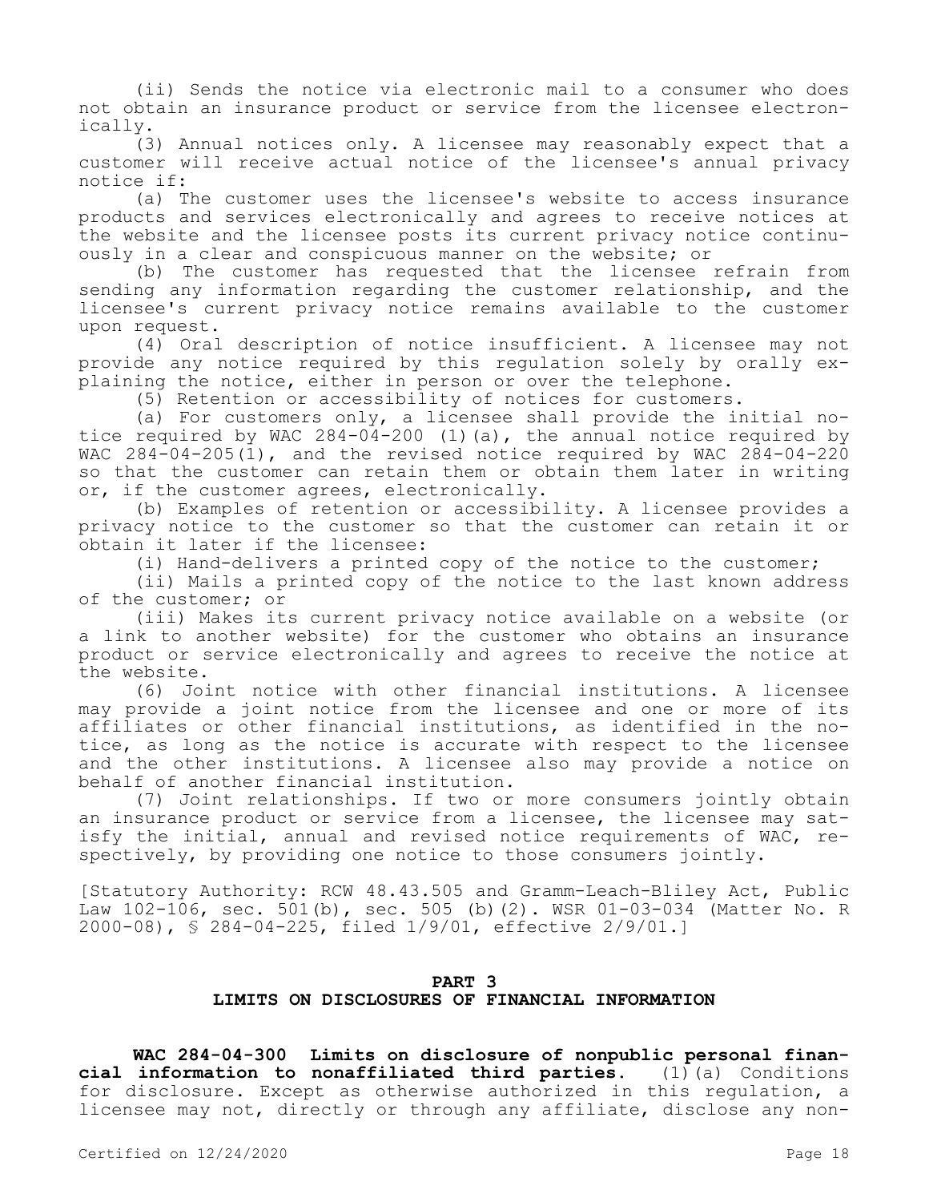(ii) Sends the notice via electronic mail to a consumer who does not obtain an insurance product or service from the licensee electronically.

(3) Annual notices only. A licensee may reasonably expect that a customer will receive actual notice of the licensee's annual privacy notice if:

(a) The customer uses the licensee's website to access insurance products and services electronically and agrees to receive notices at the website and the licensee posts its current privacy notice continuously in a clear and conspicuous manner on the website; or

(b) The customer has requested that the licensee refrain from sending any information regarding the customer relationship, and the licensee's current privacy notice remains available to the customer upon request.

(4) Oral description of notice insufficient. A licensee may not provide any notice required by this regulation solely by orally explaining the notice, either in person or over the telephone.

(5) Retention or accessibility of notices for customers.

(a) For customers only, a licensee shall provide the initial notice required by WAC 284-04-200 (1)(a), the annual notice required by WAC 284-04-205(1), and the revised notice required by WAC 284-04-220 so that the customer can retain them or obtain them later in writing or, if the customer agrees, electronically.

(b) Examples of retention or accessibility. A licensee provides a privacy notice to the customer so that the customer can retain it or obtain it later if the licensee:

(i) Hand-delivers a printed copy of the notice to the customer;

(ii) Mails a printed copy of the notice to the last known address of the customer; or

(iii) Makes its current privacy notice available on a website (or a link to another website) for the customer who obtains an insurance product or service electronically and agrees to receive the notice at the website.

(6) Joint notice with other financial institutions. A licensee may provide a joint notice from the licensee and one or more of its affiliates or other financial institutions, as identified in the notice, as long as the notice is accurate with respect to the licensee and the other institutions. A licensee also may provide a notice on behalf of another financial institution.

(7) Joint relationships. If two or more consumers jointly obtain an insurance product or service from a licensee, the licensee may satisfy the initial, annual and revised notice requirements of WAC, respectively, by providing one notice to those consumers jointly.

[Statutory Authority: RCW 48.43.505 and Gramm-Leach-Bliley Act, Public Law 102-106, sec. 501(b), sec. 505 (b)(2). WSR 01-03-034 (Matter No. R 2000-08), § 284-04-225, filed 1/9/01, effective 2/9/01.]

## PART 3
## LIMITS ON DISCLOSURES OF FINANCIAL INFORMATION

**WAC 284-04-300 Limits on disclosure of nonpublic personal financial information to nonaffiliated third parties.** (1)(a) Conditions for disclosure. Except as otherwise authorized in this regulation, a licensee may not, directly or through any affiliate, disclose any non-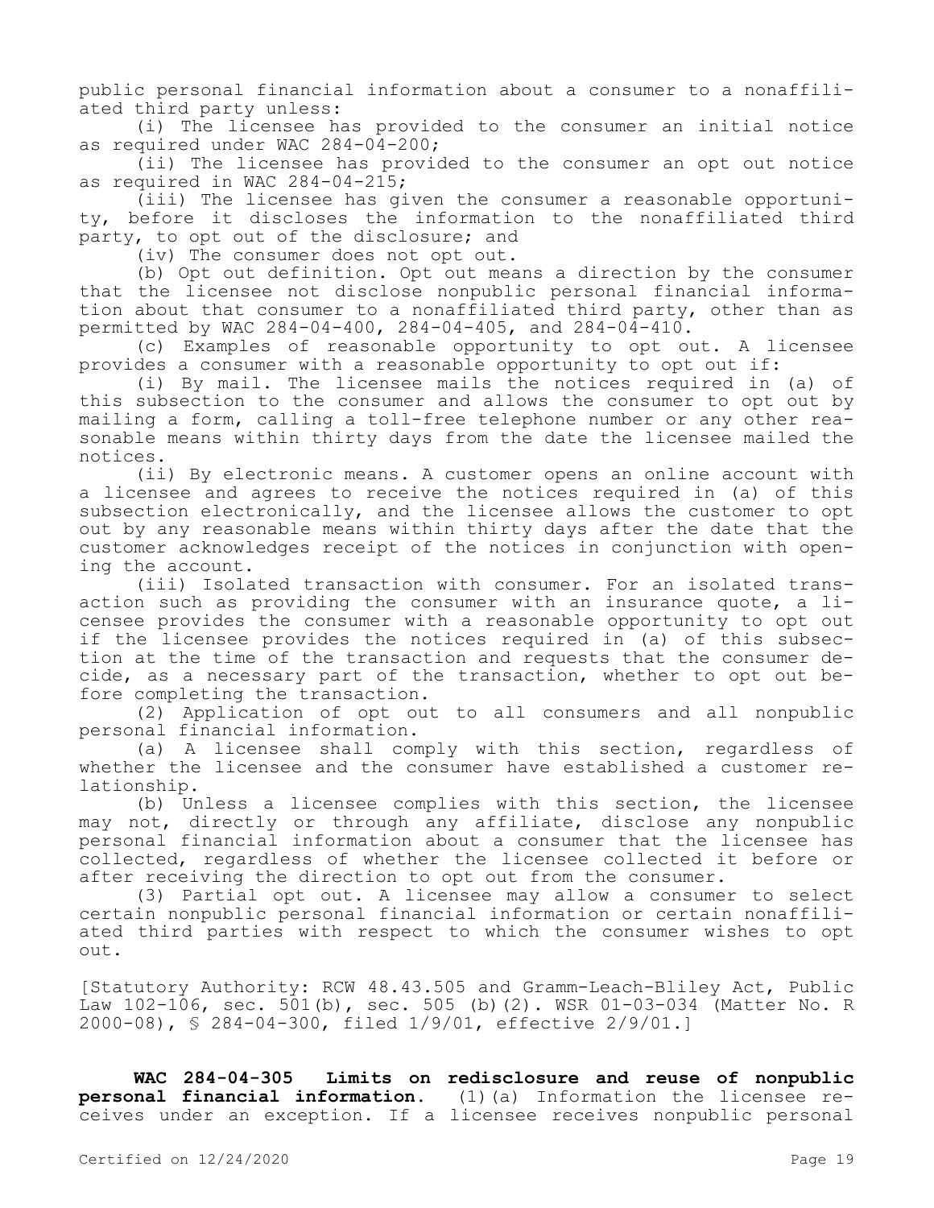public personal financial information about a consumer to a nonaffiliated third party unless:

(i) The licensee has provided to the consumer an initial notice as required under WAC 284-04-200;

(ii) The licensee has provided to the consumer an opt out notice as required in WAC 284-04-215;

(iii) The licensee has given the consumer a reasonable opportunity, before it discloses the information to the nonaffiliated third party, to opt out of the disclosure; and

(iv) The consumer does not opt out.

(b) Opt out definition. Opt out means a direction by the consumer that the licensee not disclose nonpublic personal financial information about that consumer to a nonaffiliated third party, other than as permitted by WAC 284-04-400, 284-04-405, and 284-04-410.

(c) Examples of reasonable opportunity to opt out. A licensee provides a consumer with a reasonable opportunity to opt out if:

(i) By mail. The licensee mails the notices required in (a) of this subsection to the consumer and allows the consumer to opt out by mailing a form, calling a toll-free telephone number or any other reasonable means within thirty days from the date the licensee mailed the notices.

(ii) By electronic means. A customer opens an online account with a licensee and agrees to receive the notices required in (a) of this subsection electronically, and the licensee allows the customer to opt out by any reasonable means within thirty days after the date that the customer acknowledges receipt of the notices in conjunction with opening the account.

(iii) Isolated transaction with consumer. For an isolated transaction such as providing the consumer with an insurance quote, a licensee provides the consumer with a reasonable opportunity to opt out if the licensee provides the notices required in (a) of this subsection at the time of the transaction and requests that the consumer decide, as a necessary part of the transaction, whether to opt out before completing the transaction.

(2) Application of opt out to all consumers and all nonpublic personal financial information.

(a) A licensee shall comply with this section, regardless of whether the licensee and the consumer have established a customer relationship.

(b) Unless a licensee complies with this section, the licensee may not, directly or through any affiliate, disclose any nonpublic personal financial information about a consumer that the licensee has collected, regardless of whether the licensee collected it before or after receiving the direction to opt out from the consumer.

(3) Partial opt out. A licensee may allow a consumer to select certain nonpublic personal financial information or certain nonaffiliated third parties with respect to which the consumer wishes to opt out.

[Statutory Authority: RCW 48.43.505 and Gramm-Leach-Bliley Act, Public Law 102-106, sec. 501(b), sec. 505 (b)(2). WSR 01-03-034 (Matter No. R 2000-08), § 284-04-300, filed 1/9/01, effective 2/9/01.]

**WAC 284-04-305 Limits on redisclosure and reuse of nonpublic personal financial information.** (1)(a) Information the licensee receives under an exception. If a licensee receives nonpublic personal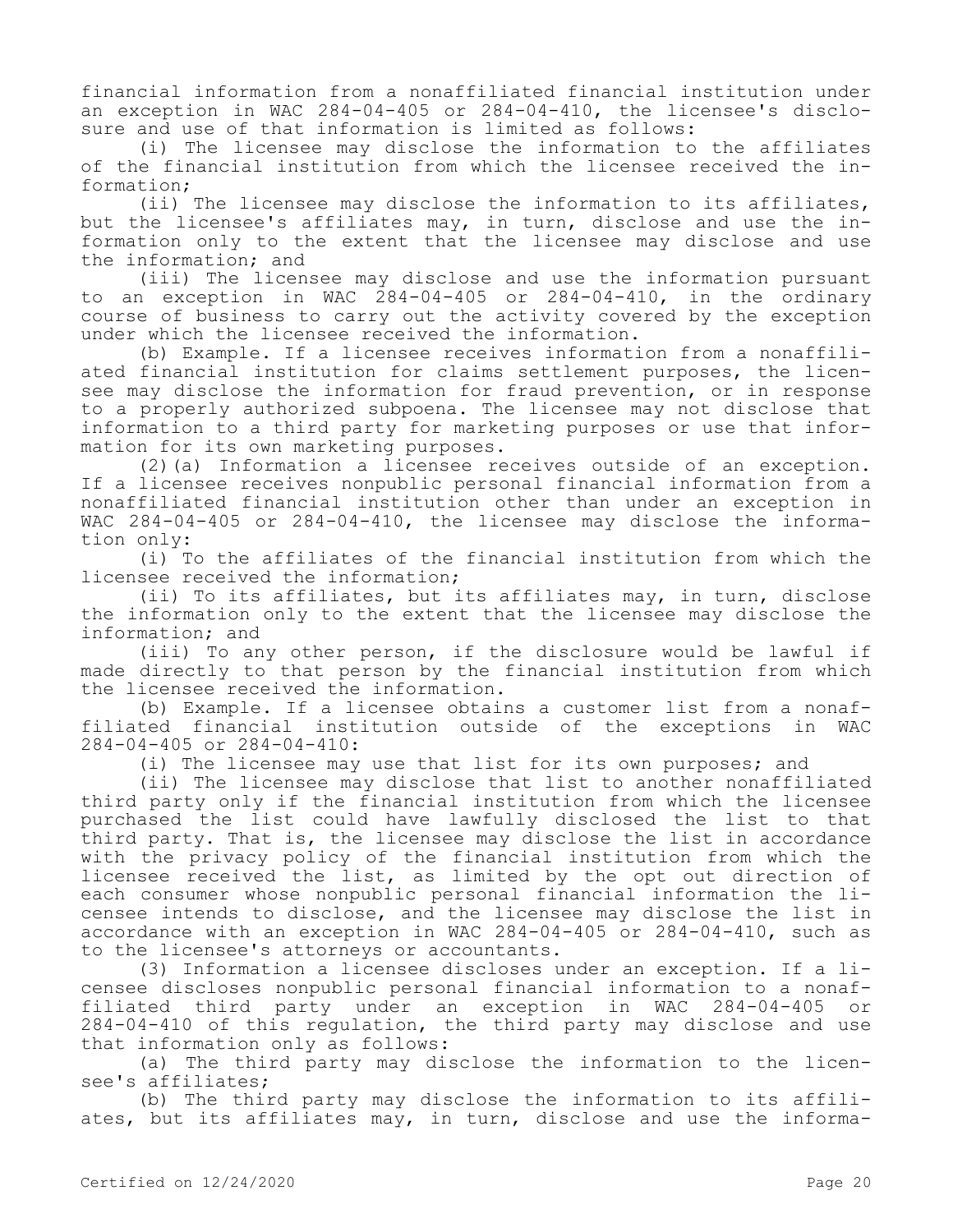financial information from a nonaffiliated financial institution under an exception in WAC 284-04-405 or 284-04-410, the licensee's disclosure and use of that information is limited as follows:

(i) The licensee may disclose the information to the affiliates of the financial institution from which the licensee received the information;

(ii) The licensee may disclose the information to its affiliates, but the licensee's affiliates may, in turn, disclose and use the information only to the extent that the licensee may disclose and use the information; and

(iii) The licensee may disclose and use the information pursuant to an exception in WAC 284-04-405 or 284-04-410, in the ordinary course of business to carry out the activity covered by the exception under which the licensee received the information.

(b) Example. If a licensee receives information from a nonaffiliated financial institution for claims settlement purposes, the licensee may disclose the information for fraud prevention, or in response to a properly authorized subpoena. The licensee may not disclose that information to a third party for marketing purposes or use that information for its own marketing purposes.

(2)(a) Information a licensee receives outside of an exception. If a licensee receives nonpublic personal financial information from a nonaffiliated financial institution other than under an exception in WAC 284-04-405 or 284-04-410, the licensee may disclose the information only:

(i) To the affiliates of the financial institution from which the licensee received the information;

(ii) To its affiliates, but its affiliates may, in turn, disclose the information only to the extent that the licensee may disclose the information; and

(iii) To any other person, if the disclosure would be lawful if made directly to that person by the financial institution from which the licensee received the information.

(b) Example. If a licensee obtains a customer list from a nonaffiliated financial institution outside of the exceptions in WAC 284-04-405 or 284-04-410:

(i) The licensee may use that list for its own purposes; and

(ii) The licensee may disclose that list to another nonaffiliated third party only if the financial institution from which the licensee purchased the list could have lawfully disclosed the list to that third party. That is, the licensee may disclose the list in accordance with the privacy policy of the financial institution from which the licensee received the list, as limited by the opt out direction of each consumer whose nonpublic personal financial information the licensee intends to disclose, and the licensee may disclose the list in accordance with an exception in WAC 284-04-405 or 284-04-410, such as to the licensee's attorneys or accountants.

(3) Information a licensee discloses under an exception. If a licensee discloses nonpublic personal financial information to a nonaffiliated third party under an exception in WAC 284-04-405 or 284-04-410 of this regulation, the third party may disclose and use that information only as follows:

(a) The third party may disclose the information to the licensee's affiliates;

(b) The third party may disclose the information to its affiliates, but its affiliates may, in turn, disclose and use the informa-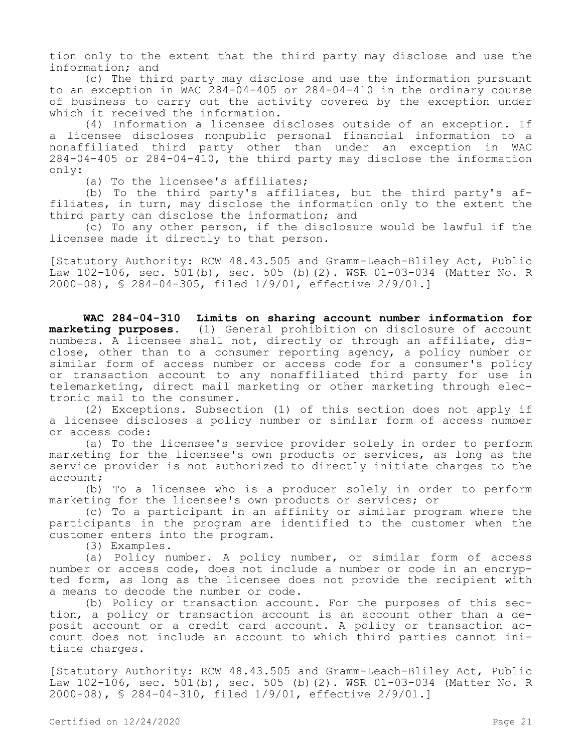tion only to the extent that the third party may disclose and use the information; and

(c) The third party may disclose and use the information pursuant to an exception in WAC 284-04-405 or 284-04-410 in the ordinary course of business to carry out the activity covered by the exception under which it received the information.

(4) Information a licensee discloses outside of an exception. If a licensee discloses nonpublic personal financial information to a nonaffiliated third party other than under an exception in WAC 284-04-405 or 284-04-410, the third party may disclose the information only:

(a) To the licensee's affiliates;

(b) To the third party's affiliates, but the third party's affiliates, in turn, may disclose the information only to the extent the third party can disclose the information; and

(c) To any other person, if the disclosure would be lawful if the licensee made it directly to that person.

[Statutory Authority: RCW 48.43.505 and Gramm-Leach-Bliley Act, Public Law 102-106, sec. 501(b), sec. 505 (b)(2). WSR 01-03-034 (Matter No. R 2000-08), § 284-04-305, filed 1/9/01, effective 2/9/01.]

**WAC 284-04-310 Limits on sharing account number information for marketing purposes.** (1) General prohibition on disclosure of account numbers. A licensee shall not, directly or through an affiliate, disclose, other than to a consumer reporting agency, a policy number or similar form of access number or access code for a consumer's policy or transaction account to any nonaffiliated third party for use in telemarketing, direct mail marketing or other marketing through electronic mail to the consumer.

(2) Exceptions. Subsection (1) of this section does not apply if a licensee discloses a policy number or similar form of access number or access code:

(a) To the licensee's service provider solely in order to perform marketing for the licensee's own products or services, as long as the service provider is not authorized to directly initiate charges to the account;

(b) To a licensee who is a producer solely in order to perform marketing for the licensee's own products or services; or

(c) To a participant in an affinity or similar program where the participants in the program are identified to the customer when the customer enters into the program.

(3) Examples.

(a) Policy number. A policy number, or similar form of access number or access code, does not include a number or code in an encrypted form, as long as the licensee does not provide the recipient with a means to decode the number or code.

(b) Policy or transaction account. For the purposes of this section, a policy or transaction account is an account other than a deposit account or a credit card account. A policy or transaction account does not include an account to which third parties cannot initiate charges.

[Statutory Authority: RCW 48.43.505 and Gramm-Leach-Bliley Act, Public Law 102-106, sec. 501(b), sec. 505 (b)(2). WSR 01-03-034 (Matter No. R 2000-08), § 284-04-310, filed 1/9/01, effective 2/9/01.]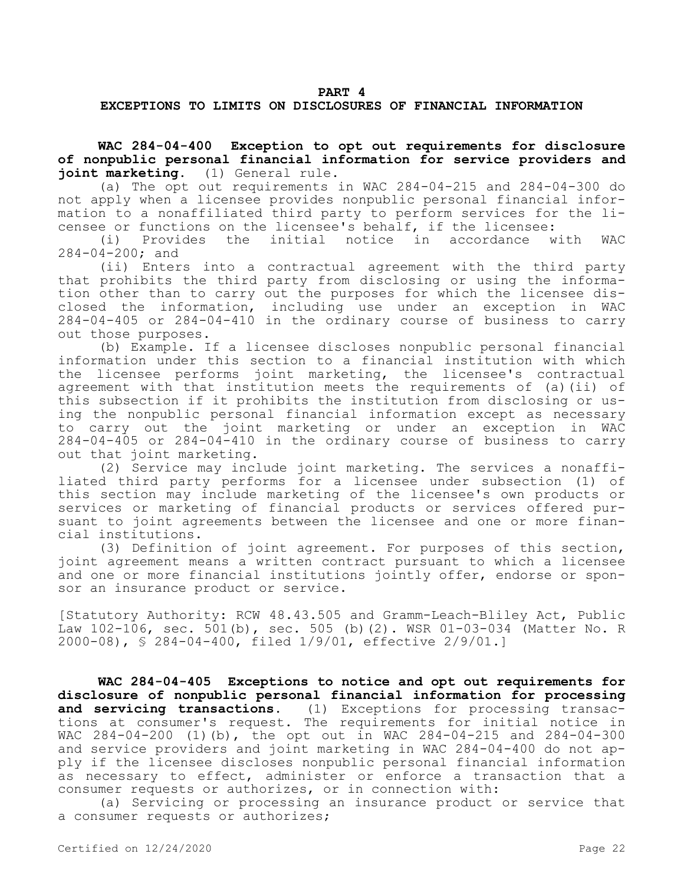## PART 4
## EXCEPTIONS TO LIMITS ON DISCLOSURES OF FINANCIAL INFORMATION

**WAC 284-04-400 Exception to opt out requirements for disclosure of nonpublic personal financial information for service providers and joint marketing.** (1) General rule.

(a) The opt out requirements in WAC 284-04-215 and 284-04-300 do not apply when a licensee provides nonpublic personal financial information to a nonaffiliated third party to perform services for the licensee or functions on the licensee's behalf, if the licensee:

(i) Provides the initial notice in accordance with WAC 284-04-200; and

(ii) Enters into a contractual agreement with the third party that prohibits the third party from disclosing or using the information other than to carry out the purposes for which the licensee disclosed the information, including use under an exception in WAC 284-04-405 or 284-04-410 in the ordinary course of business to carry out those purposes.

(b) Example. If a licensee discloses nonpublic personal financial information under this section to a financial institution with which the licensee performs joint marketing, the licensee's contractual agreement with that institution meets the requirements of (a)(ii) of this subsection if it prohibits the institution from disclosing or using the nonpublic personal financial information except as necessary to carry out the joint marketing or under an exception in WAC 284-04-405 or 284-04-410 in the ordinary course of business to carry out that joint marketing.

(2) Service may include joint marketing. The services a nonaffiliated third party performs for a licensee under subsection (1) of this section may include marketing of the licensee's own products or services or marketing of financial products or services offered pursuant to joint agreements between the licensee and one or more financial institutions.

(3) Definition of joint agreement. For purposes of this section, joint agreement means a written contract pursuant to which a licensee and one or more financial institutions jointly offer, endorse or sponsor an insurance product or service.

[Statutory Authority: RCW 48.43.505 and Gramm-Leach-Bliley Act, Public Law 102-106, sec. 501(b), sec. 505 (b)(2). WSR 01-03-034 (Matter No. R 2000-08), § 284-04-400, filed 1/9/01, effective 2/9/01.]

**WAC 284-04-405 Exceptions to notice and opt out requirements for disclosure of nonpublic personal financial information for processing and servicing transactions.** (1) Exceptions for processing transactions at consumer's request. The requirements for initial notice in WAC 284-04-200 (1)(b), the opt out in WAC 284-04-215 and 284-04-300 and service providers and joint marketing in WAC 284-04-400 do not apply if the licensee discloses nonpublic personal financial information as necessary to effect, administer or enforce a transaction that a consumer requests or authorizes, or in connection with:

(a) Servicing or processing an insurance product or service that a consumer requests or authorizes;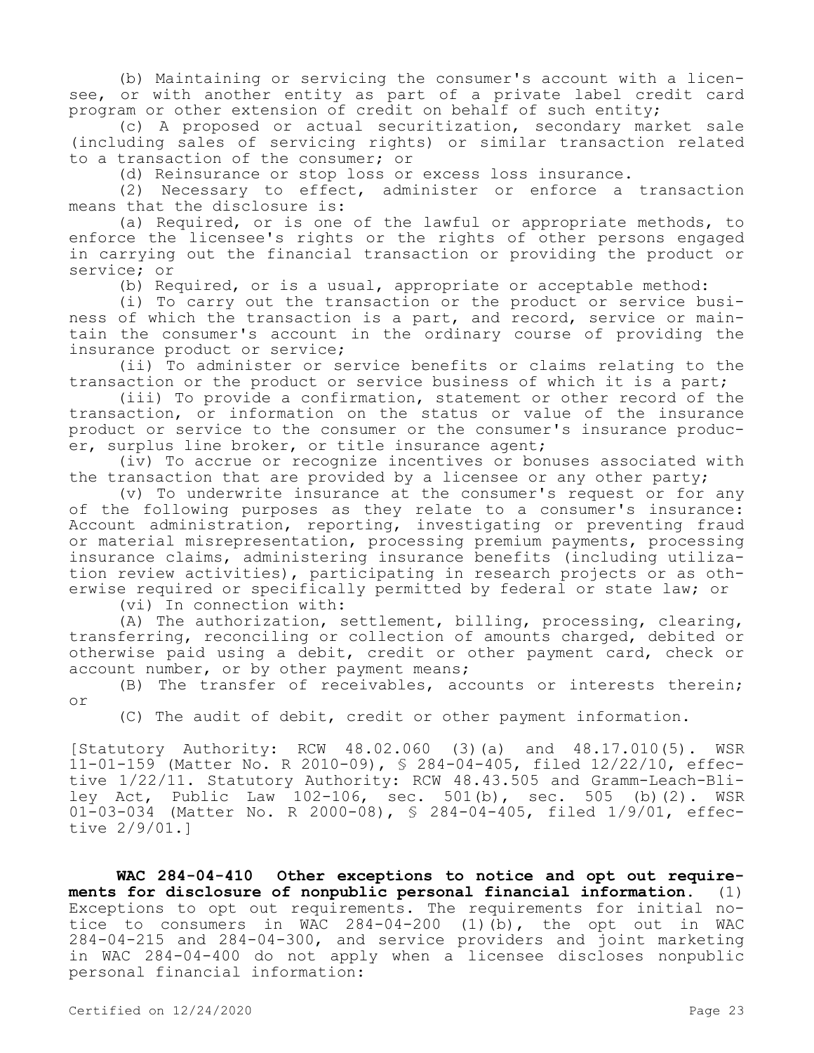(b) Maintaining or servicing the consumer's account with a licensee, or with another entity as part of a private label credit card program or other extension of credit on behalf of such entity;

(c) A proposed or actual securitization, secondary market sale (including sales of servicing rights) or similar transaction related to a transaction of the consumer; or

(d) Reinsurance or stop loss or excess loss insurance.

(2) Necessary to effect, administer or enforce a transaction means that the disclosure is:

(a) Required, or is one of the lawful or appropriate methods, to enforce the licensee's rights or the rights of other persons engaged in carrying out the financial transaction or providing the product or service; or

(b) Required, or is a usual, appropriate or acceptable method:

(i) To carry out the transaction or the product or service business of which the transaction is a part, and record, service or maintain the consumer's account in the ordinary course of providing the insurance product or service;

(ii) To administer or service benefits or claims relating to the transaction or the product or service business of which it is a part;

(iii) To provide a confirmation, statement or other record of the transaction, or information on the status or value of the insurance product or service to the consumer or the consumer's insurance producer, surplus line broker, or title insurance agent;

(iv) To accrue or recognize incentives or bonuses associated with the transaction that are provided by a licensee or any other party;

(v) To underwrite insurance at the consumer's request or for any of the following purposes as they relate to a consumer's insurance: Account administration, reporting, investigating or preventing fraud or material misrepresentation, processing premium payments, processing insurance claims, administering insurance benefits (including utilization review activities), participating in research projects or as otherwise required or specifically permitted by federal or state law; or

(vi) In connection with:

(A) The authorization, settlement, billing, processing, clearing, transferring, reconciling or collection of amounts charged, debited or otherwise paid using a debit, credit or other payment card, check or account number, or by other payment means;

(B) The transfer of receivables, accounts or interests therein; or

(C) The audit of debit, credit or other payment information.

[Statutory Authority: RCW 48.02.060 (3)(a) and 48.17.010(5). WSR 11-01-159 (Matter No. R 2010-09), § 284-04-405, filed 12/22/10, effective 1/22/11. Statutory Authority: RCW 48.43.505 and Gramm-Leach-Bliley Act, Public Law 102-106, sec. 501(b), sec. 505 (b)(2). WSR 01-03-034 (Matter No. R 2000-08), § 284-04-405, filed 1/9/01, effective 2/9/01.]

**WAC 284-04-410 Other exceptions to notice and opt out requirements for disclosure of nonpublic personal financial information.** (1) Exceptions to opt out requirements. The requirements for initial notice to consumers in WAC 284-04-200 (1)(b), the opt out in WAC 284-04-215 and 284-04-300, and service providers and joint marketing in WAC 284-04-400 do not apply when a licensee discloses nonpublic personal financial information: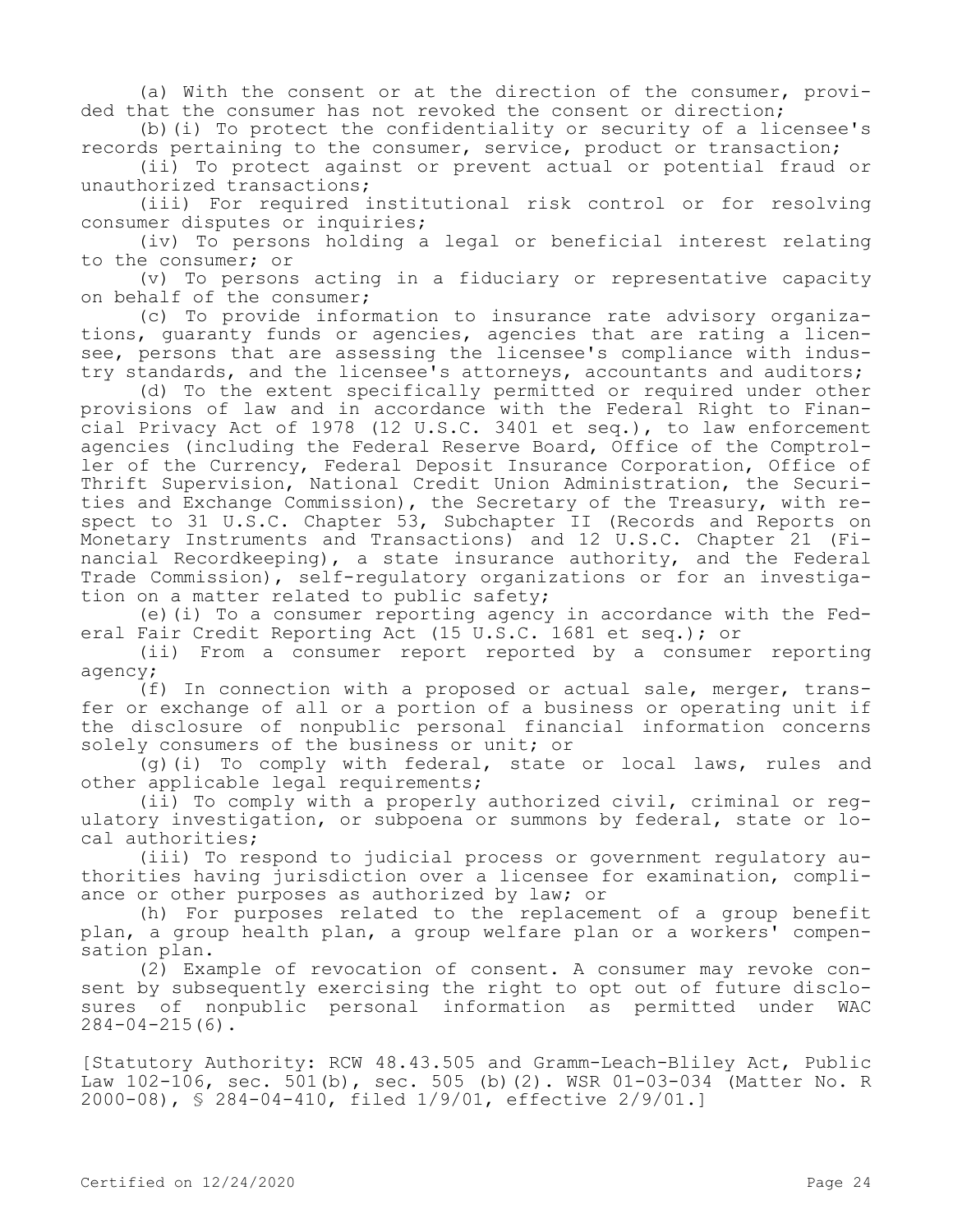(a) With the consent or at the direction of the consumer, provided that the consumer has not revoked the consent or direction;

(b)(i) To protect the confidentiality or security of a licensee's records pertaining to the consumer, service, product or transaction;

(ii) To protect against or prevent actual or potential fraud or unauthorized transactions;

(iii) For required institutional risk control or for resolving consumer disputes or inquiries;

(iv) To persons holding a legal or beneficial interest relating to the consumer; or

(v) To persons acting in a fiduciary or representative capacity on behalf of the consumer;

(c) To provide information to insurance rate advisory organizations, guaranty funds or agencies, agencies that are rating a licensee, persons that are assessing the licensee's compliance with industry standards, and the licensee's attorneys, accountants and auditors;

(d) To the extent specifically permitted or required under other provisions of law and in accordance with the Federal Right to Financial Privacy Act of 1978 (12 U.S.C. 3401 et seq.), to law enforcement agencies (including the Federal Reserve Board, Office of the Comptroller of the Currency, Federal Deposit Insurance Corporation, Office of Thrift Supervision, National Credit Union Administration, the Securities and Exchange Commission), the Secretary of the Treasury, with respect to 31 U.S.C. Chapter 53, Subchapter II (Records and Reports on Monetary Instruments and Transactions) and 12 U.S.C. Chapter 21 (Financial Recordkeeping), a state insurance authority, and the Federal Trade Commission), self-regulatory organizations or for an investigation on a matter related to public safety;

(e)(i) To a consumer reporting agency in accordance with the Federal Fair Credit Reporting Act (15 U.S.C. 1681 et seq.); or

(ii) From a consumer report reported by a consumer reporting agency;

(f) In connection with a proposed or actual sale, merger, transfer or exchange of all or a portion of a business or operating unit if the disclosure of nonpublic personal financial information concerns solely consumers of the business or unit; or

(g)(i) To comply with federal, state or local laws, rules and other applicable legal requirements;

(ii) To comply with a properly authorized civil, criminal or regulatory investigation, or subpoena or summons by federal, state or local authorities;

(iii) To respond to judicial process or government regulatory authorities having jurisdiction over a licensee for examination, compliance or other purposes as authorized by law; or

(h) For purposes related to the replacement of a group benefit plan, a group health plan, a group welfare plan or a workers' compensation plan.

(2) Example of revocation of consent. A consumer may revoke consent by subsequently exercising the right to opt out of future disclosures of nonpublic personal information as permitted under WAC 284-04-215(6).

[Statutory Authority: RCW 48.43.505 and Gramm-Leach-Bliley Act, Public Law 102-106, sec. 501(b), sec. 505 (b)(2). WSR 01-03-034 (Matter No. R 2000-08), § 284-04-410, filed 1/9/01, effective 2/9/01.]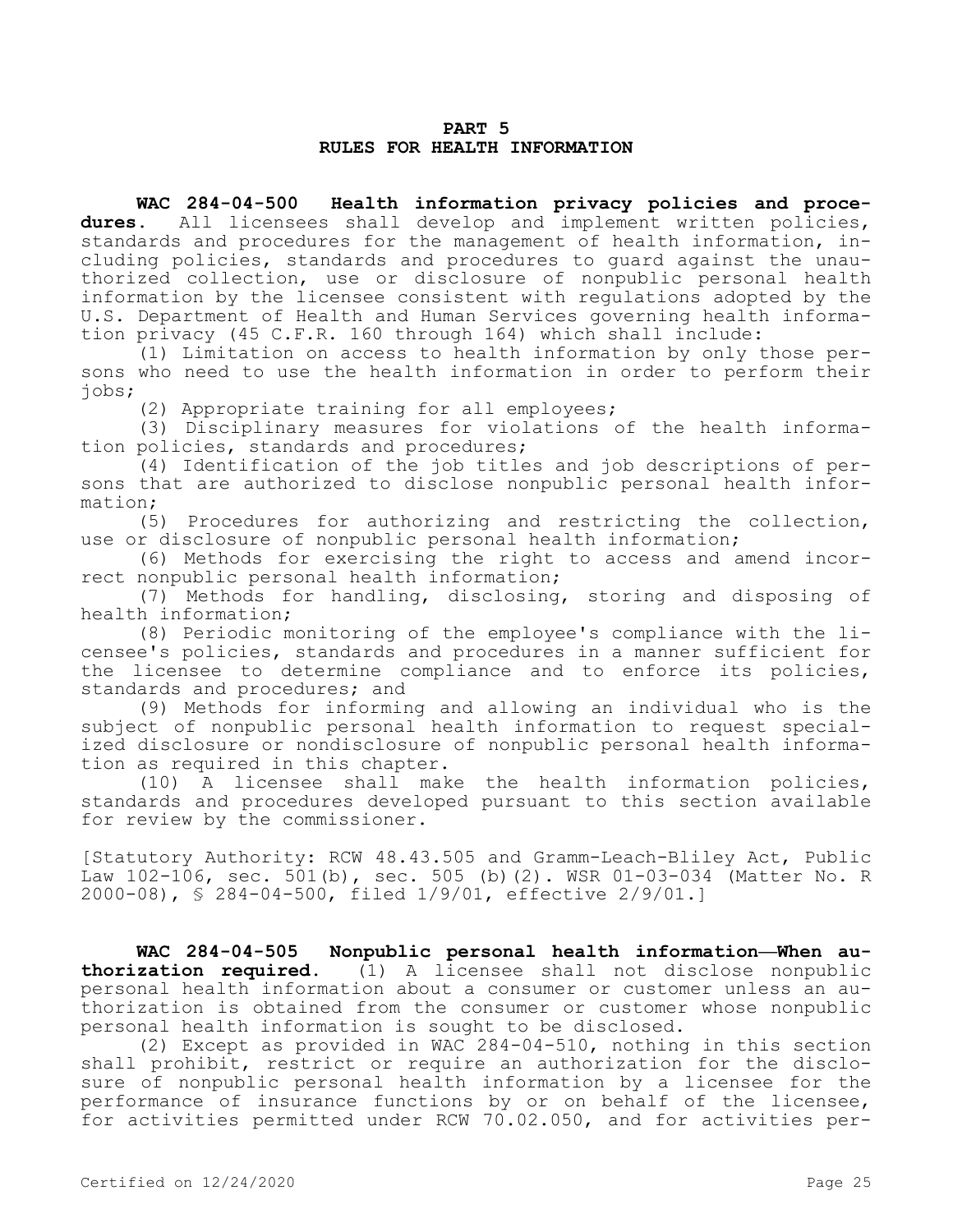## PART 5
## RULES FOR HEALTH INFORMATION

**WAC 284-04-500 Health information privacy policies and procedures.** All licensees shall develop and implement written policies, standards and procedures for the management of health information, including policies, standards and procedures to guard against the unauthorized collection, use or disclosure of nonpublic personal health information by the licensee consistent with regulations adopted by the U.S. Department of Health and Human Services governing health information privacy (45 C.F.R. 160 through 164) which shall include:

(1) Limitation on access to health information by only those persons who need to use the health information in order to perform their jobs;

(2) Appropriate training for all employees;

(3) Disciplinary measures for violations of the health information policies, standards and procedures;

(4) Identification of the job titles and job descriptions of persons that are authorized to disclose nonpublic personal health information;

(5) Procedures for authorizing and restricting the collection, use or disclosure of nonpublic personal health information;

(6) Methods for exercising the right to access and amend incorrect nonpublic personal health information;

(7) Methods for handling, disclosing, storing and disposing of health information;

(8) Periodic monitoring of the employee's compliance with the licensee's policies, standards and procedures in a manner sufficient for the licensee to determine compliance and to enforce its policies, standards and procedures; and

(9) Methods for informing and allowing an individual who is the subject of nonpublic personal health information to request specialized disclosure or nondisclosure of nonpublic personal health information as required in this chapter.

(10) A licensee shall make the health information policies, standards and procedures developed pursuant to this section available for review by the commissioner.

[Statutory Authority: RCW 48.43.505 and Gramm-Leach-Bliley Act, Public Law 102-106, sec. 501(b), sec. 505 (b)(2). WSR 01-03-034 (Matter No. R 2000-08), § 284-04-500, filed 1/9/01, effective 2/9/01.]

**WAC 284-04-505 Nonpublic personal health information—When authorization required.** (1) A licensee shall not disclose nonpublic personal health information about a consumer or customer unless an authorization is obtained from the consumer or customer whose nonpublic personal health information is sought to be disclosed.

(2) Except as provided in WAC 284-04-510, nothing in this section shall prohibit, restrict or require an authorization for the disclosure of nonpublic personal health information by a licensee for the performance of insurance functions by or on behalf of the licensee, for activities permitted under RCW 70.02.050, and for activities per-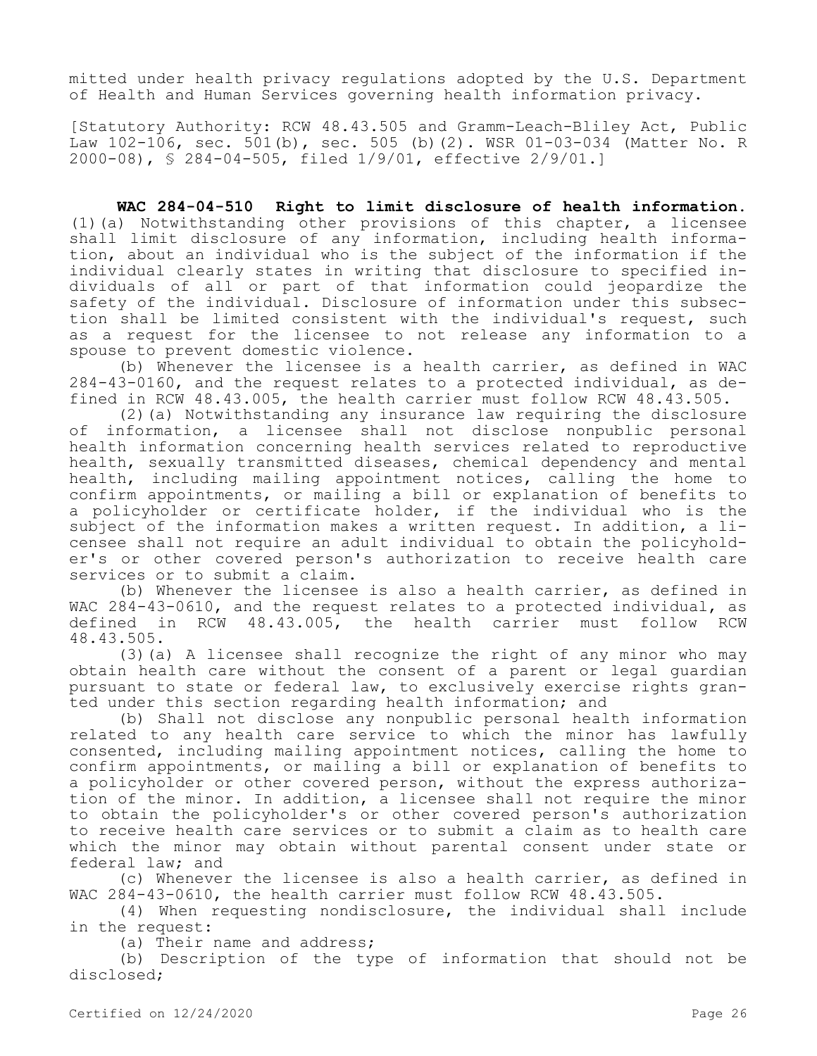mitted under health privacy regulations adopted by the U.S. Department of Health and Human Services governing health information privacy.

[Statutory Authority: RCW 48.43.505 and Gramm-Leach-Bliley Act, Public Law 102-106, sec. 501(b), sec. 505 (b)(2). WSR 01-03-034 (Matter No. R 2000-08), § 284-04-505, filed 1/9/01, effective 2/9/01.]

**WAC 284-04-510 Right to limit disclosure of health information.** (1)(a) Notwithstanding other provisions of this chapter, a licensee shall limit disclosure of any information, including health information, about an individual who is the subject of the information if the individual clearly states in writing that disclosure to specified individuals of all or part of that information could jeopardize the safety of the individual. Disclosure of information under this subsection shall be limited consistent with the individual's request, such as a request for the licensee to not release any information to a spouse to prevent domestic violence.

(b) Whenever the licensee is a health carrier, as defined in WAC 284-43-0160, and the request relates to a protected individual, as defined in RCW 48.43.005, the health carrier must follow RCW 48.43.505.

(2)(a) Notwithstanding any insurance law requiring the disclosure of information, a licensee shall not disclose nonpublic personal health information concerning health services related to reproductive health, sexually transmitted diseases, chemical dependency and mental health, including mailing appointment notices, calling the home to confirm appointments, or mailing a bill or explanation of benefits to a policyholder or certificate holder, if the individual who is the subject of the information makes a written request. In addition, a licensee shall not require an adult individual to obtain the policyholder's or other covered person's authorization to receive health care services or to submit a claim.

(b) Whenever the licensee is also a health carrier, as defined in WAC 284-43-0610, and the request relates to a protected individual, as defined in RCW 48.43.005, the health carrier must follow RCW 48.43.505.

(3)(a) A licensee shall recognize the right of any minor who may obtain health care without the consent of a parent or legal guardian pursuant to state or federal law, to exclusively exercise rights granted under this section regarding health information; and

(b) Shall not disclose any nonpublic personal health information related to any health care service to which the minor has lawfully consented, including mailing appointment notices, calling the home to confirm appointments, or mailing a bill or explanation of benefits to a policyholder or other covered person, without the express authorization of the minor. In addition, a licensee shall not require the minor to obtain the policyholder's or other covered person's authorization to receive health care services or to submit a claim as to health care which the minor may obtain without parental consent under state or federal law; and

(c) Whenever the licensee is also a health carrier, as defined in WAC 284-43-0610, the health carrier must follow RCW 48.43.505.

(4) When requesting nondisclosure, the individual shall include in the request:

(a) Their name and address;

(b) Description of the type of information that should not be disclosed;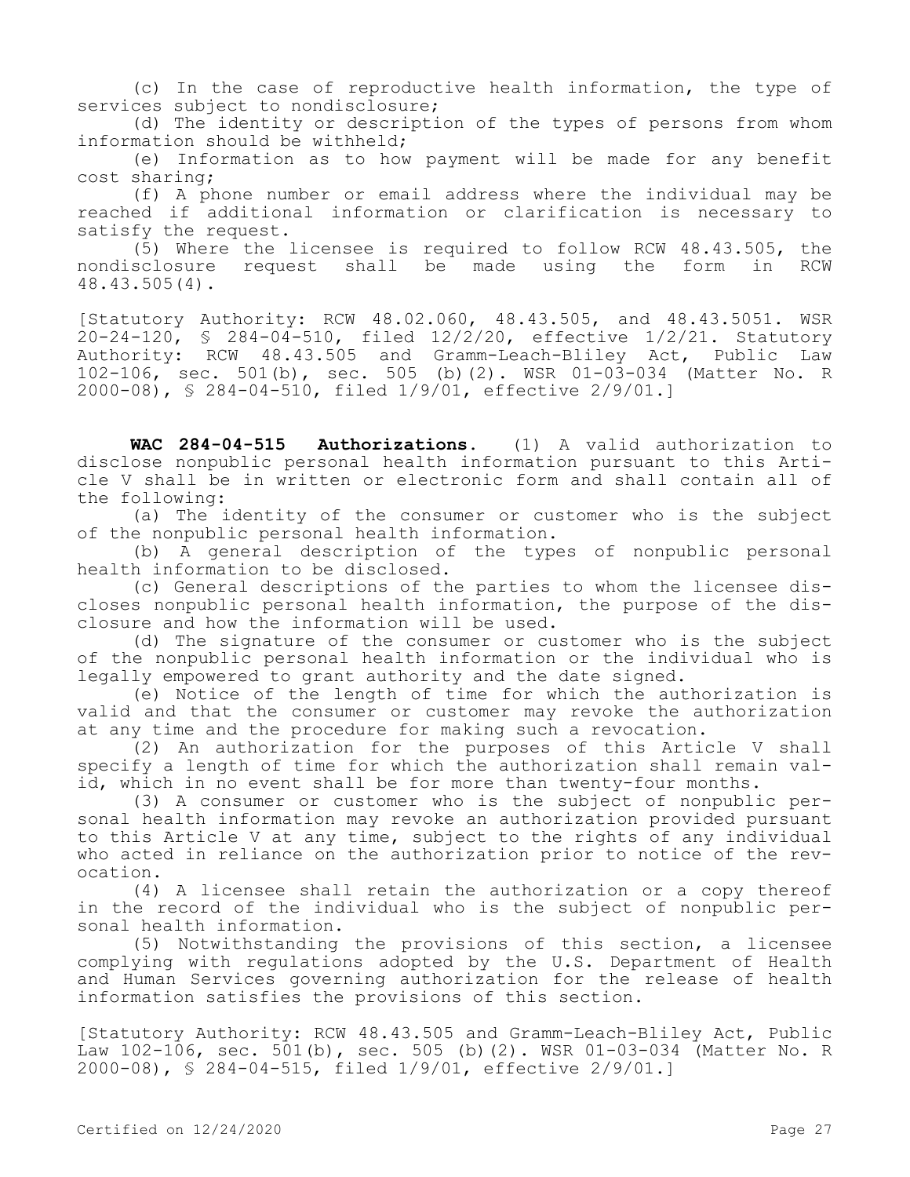(c) In the case of reproductive health information, the type of services subject to nondisclosure;

(d) The identity or description of the types of persons from whom information should be withheld;

(e) Information as to how payment will be made for any benefit cost sharing;

(f) A phone number or email address where the individual may be reached if additional information or clarification is necessary to satisfy the request.

(5) Where the licensee is required to follow RCW 48.43.505, the nondisclosure request shall be made using the form in RCW 48.43.505(4).

[Statutory Authority: RCW 48.02.060, 48.43.505, and 48.43.5051. WSR 20-24-120, § 284-04-510, filed 12/2/20, effective 1/2/21. Statutory Authority: RCW 48.43.505 and Gramm-Leach-Bliley Act, Public Law 102-106, sec. 501(b), sec. 505 (b)(2). WSR 01-03-034 (Matter No. R 2000-08), § 284-04-510, filed 1/9/01, effective 2/9/01.]

**WAC 284-04-515 Authorizations.** (1) A valid authorization to disclose nonpublic personal health information pursuant to this Article V shall be in written or electronic form and shall contain all of the following:

(a) The identity of the consumer or customer who is the subject of the nonpublic personal health information.

(b) A general description of the types of nonpublic personal health information to be disclosed.

(c) General descriptions of the parties to whom the licensee discloses nonpublic personal health information, the purpose of the disclosure and how the information will be used.

(d) The signature of the consumer or customer who is the subject of the nonpublic personal health information or the individual who is legally empowered to grant authority and the date signed.

(e) Notice of the length of time for which the authorization is valid and that the consumer or customer may revoke the authorization at any time and the procedure for making such a revocation.

(2) An authorization for the purposes of this Article V shall specify a length of time for which the authorization shall remain valid, which in no event shall be for more than twenty-four months.

(3) A consumer or customer who is the subject of nonpublic personal health information may revoke an authorization provided pursuant to this Article V at any time, subject to the rights of any individual who acted in reliance on the authorization prior to notice of the revocation.

(4) A licensee shall retain the authorization or a copy thereof in the record of the individual who is the subject of nonpublic personal health information.

(5) Notwithstanding the provisions of this section, a licensee complying with regulations adopted by the U.S. Department of Health and Human Services governing authorization for the release of health information satisfies the provisions of this section.

[Statutory Authority: RCW 48.43.505 and Gramm-Leach-Bliley Act, Public Law 102-106, sec. 501(b), sec. 505 (b)(2). WSR 01-03-034 (Matter No. R 2000-08), § 284-04-515, filed 1/9/01, effective 2/9/01.]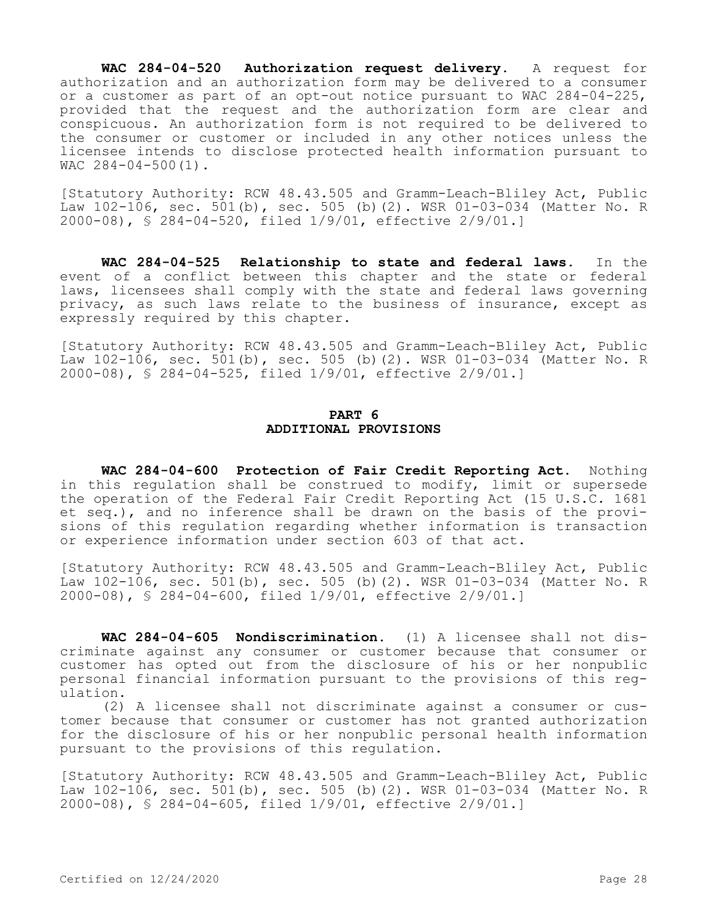**WAC 284-04-520 Authorization request delivery.** A request for authorization and an authorization form may be delivered to a consumer or a customer as part of an opt-out notice pursuant to WAC 284-04-225, provided that the request and the authorization form are clear and conspicuous. An authorization form is not required to be delivered to the consumer or customer or included in any other notices unless the licensee intends to disclose protected health information pursuant to WAC 284-04-500(1).

[Statutory Authority: RCW 48.43.505 and Gramm-Leach-Bliley Act, Public Law 102-106, sec. 501(b), sec. 505 (b)(2). WSR 01-03-034 (Matter No. R 2000-08), § 284-04-520, filed 1/9/01, effective 2/9/01.]

**WAC 284-04-525 Relationship to state and federal laws.** In the event of a conflict between this chapter and the state or federal laws, licensees shall comply with the state and federal laws governing privacy, as such laws relate to the business of insurance, except as expressly required by this chapter.

[Statutory Authority: RCW 48.43.505 and Gramm-Leach-Bliley Act, Public Law 102-106, sec. 501(b), sec. 505 (b)(2). WSR 01-03-034 (Matter No. R 2000-08), § 284-04-525, filed 1/9/01, effective 2/9/01.]

## PART 6
## ADDITIONAL PROVISIONS

**WAC 284-04-600 Protection of Fair Credit Reporting Act.** Nothing in this regulation shall be construed to modify, limit or supersede the operation of the Federal Fair Credit Reporting Act (15 U.S.C. 1681 et seq.), and no inference shall be drawn on the basis of the provisions of this regulation regarding whether information is transaction or experience information under section 603 of that act.

[Statutory Authority: RCW 48.43.505 and Gramm-Leach-Bliley Act, Public Law 102-106, sec. 501(b), sec. 505 (b)(2). WSR 01-03-034 (Matter No. R 2000-08), § 284-04-600, filed 1/9/01, effective 2/9/01.]

**WAC 284-04-605 Nondiscrimination.** (1) A licensee shall not discriminate against any consumer or customer because that consumer or customer has opted out from the disclosure of his or her nonpublic personal financial information pursuant to the provisions of this regulation.

(2) A licensee shall not discriminate against a consumer or customer because that consumer or customer has not granted authorization for the disclosure of his or her nonpublic personal health information pursuant to the provisions of this regulation.

[Statutory Authority: RCW 48.43.505 and Gramm-Leach-Bliley Act, Public Law 102-106, sec. 501(b), sec. 505 (b)(2). WSR 01-03-034 (Matter No. R 2000-08), § 284-04-605, filed 1/9/01, effective 2/9/01.]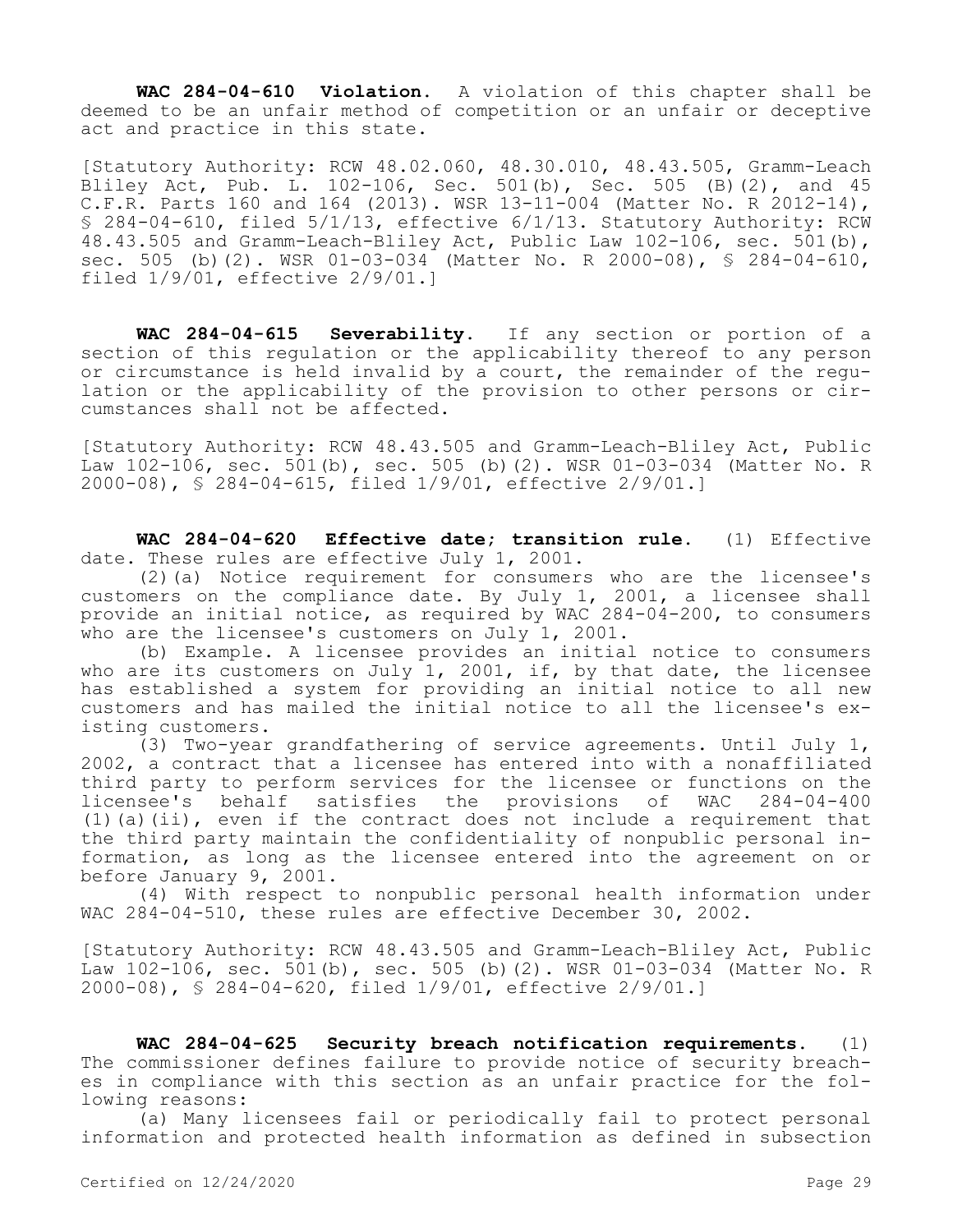**WAC 284-04-610 Violation.** A violation of this chapter shall be deemed to be an unfair method of competition or an unfair or deceptive act and practice in this state.

[Statutory Authority: RCW 48.02.060, 48.30.010, 48.43.505, Gramm-Leach Bliley Act, Pub. L. 102-106, Sec. 501(b), Sec. 505 (B)(2), and 45 C.F.R. Parts 160 and 164 (2013). WSR 13-11-004 (Matter No. R 2012-14), § 284-04-610, filed 5/1/13, effective 6/1/13. Statutory Authority: RCW 48.43.505 and Gramm-Leach-Bliley Act, Public Law 102-106, sec. 501(b), sec. 505 (b)(2). WSR 01-03-034 (Matter No. R 2000-08), § 284-04-610, filed 1/9/01, effective 2/9/01.]

**WAC 284-04-615 Severability.** If any section or portion of a section of this regulation or the applicability thereof to any person or circumstance is held invalid by a court, the remainder of the regulation or the applicability of the provision to other persons or circumstances shall not be affected.

[Statutory Authority: RCW 48.43.505 and Gramm-Leach-Bliley Act, Public Law 102-106, sec. 501(b), sec. 505 (b)(2). WSR 01-03-034 (Matter No. R 2000-08), § 284-04-615, filed 1/9/01, effective 2/9/01.]

**WAC 284-04-620 Effective date; transition rule.** (1) Effective date. These rules are effective July 1, 2001.

(2)(a) Notice requirement for consumers who are the licensee's customers on the compliance date. By July 1, 2001, a licensee shall provide an initial notice, as required by WAC 284-04-200, to consumers who are the licensee's customers on July 1, 2001.

(b) Example. A licensee provides an initial notice to consumers who are its customers on July 1, 2001, if, by that date, the licensee has established a system for providing an initial notice to all new customers and has mailed the initial notice to all the licensee's existing customers.

(3) Two-year grandfathering of service agreements. Until July 1, 2002, a contract that a licensee has entered into with a nonaffiliated third party to perform services for the licensee or functions on the licensee's behalf satisfies the provisions of WAC 284-04-400 (1)(a)(ii), even if the contract does not include a requirement that the third party maintain the confidentiality of nonpublic personal information, as long as the licensee entered into the agreement on or before January 9, 2001.

(4) With respect to nonpublic personal health information under WAC 284-04-510, these rules are effective December 30, 2002.

[Statutory Authority: RCW 48.43.505 and Gramm-Leach-Bliley Act, Public Law 102-106, sec. 501(b), sec. 505 (b)(2). WSR 01-03-034 (Matter No. R 2000-08), § 284-04-620, filed 1/9/01, effective 2/9/01.]

**WAC 284-04-625 Security breach notification requirements.** (1) The commissioner defines failure to provide notice of security breaches in compliance with this section as an unfair practice for the following reasons:

(a) Many licensees fail or periodically fail to protect personal information and protected health information as defined in subsection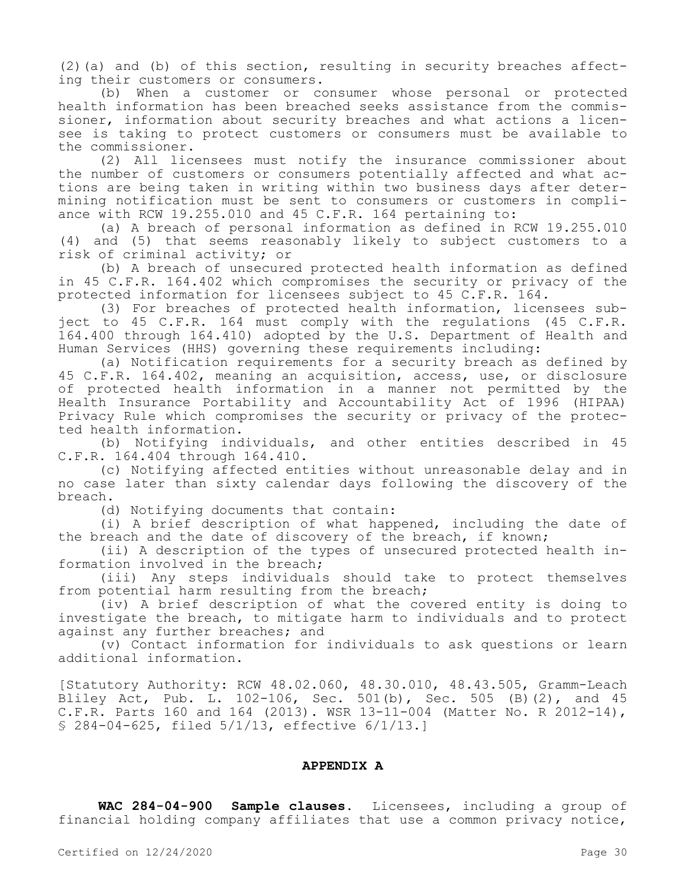(2)(a) and (b) of this section, resulting in security breaches affecting their customers or consumers.

(b) When a customer or consumer whose personal or protected health information has been breached seeks assistance from the commissioner, information about security breaches and what actions a licensee is taking to protect customers or consumers must be available to the commissioner.

(2) All licensees must notify the insurance commissioner about the number of customers or consumers potentially affected and what actions are being taken in writing within two business days after determining notification must be sent to consumers or customers in compliance with RCW 19.255.010 and 45 C.F.R. 164 pertaining to:

(a) A breach of personal information as defined in RCW 19.255.010 (4) and (5) that seems reasonably likely to subject customers to a risk of criminal activity; or

(b) A breach of unsecured protected health information as defined in 45 C.F.R. 164.402 which compromises the security or privacy of the protected information for licensees subject to 45 C.F.R. 164.

(3) For breaches of protected health information, licensees subject to 45 C.F.R. 164 must comply with the regulations (45 C.F.R. 164.400 through 164.410) adopted by the U.S. Department of Health and Human Services (HHS) governing these requirements including:

(a) Notification requirements for a security breach as defined by 45 C.F.R. 164.402, meaning an acquisition, access, use, or disclosure of protected health information in a manner not permitted by the Health Insurance Portability and Accountability Act of 1996 (HIPAA) Privacy Rule which compromises the security or privacy of the protected health information.

(b) Notifying individuals, and other entities described in 45 C.F.R. 164.404 through 164.410.

(c) Notifying affected entities without unreasonable delay and in no case later than sixty calendar days following the discovery of the breach.

(d) Notifying documents that contain:

(i) A brief description of what happened, including the date of the breach and the date of discovery of the breach, if known;

(ii) A description of the types of unsecured protected health information involved in the breach;

(iii) Any steps individuals should take to protect themselves from potential harm resulting from the breach;

(iv) A brief description of what the covered entity is doing to investigate the breach, to mitigate harm to individuals and to protect against any further breaches; and

(v) Contact information for individuals to ask questions or learn additional information.

[Statutory Authority: RCW 48.02.060, 48.30.010, 48.43.505, Gramm-Leach Bliley Act, Pub. L. 102-106, Sec. 501(b), Sec. 505 (B)(2), and 45 C.F.R. Parts 160 and 164 (2013). WSR 13-11-004 (Matter No. R 2012-14), § 284-04-625, filed 5/1/13, effective 6/1/13.]

## APPENDIX A

**WAC 284-04-900 Sample clauses.** Licensees, including a group of financial holding company affiliates that use a common privacy notice,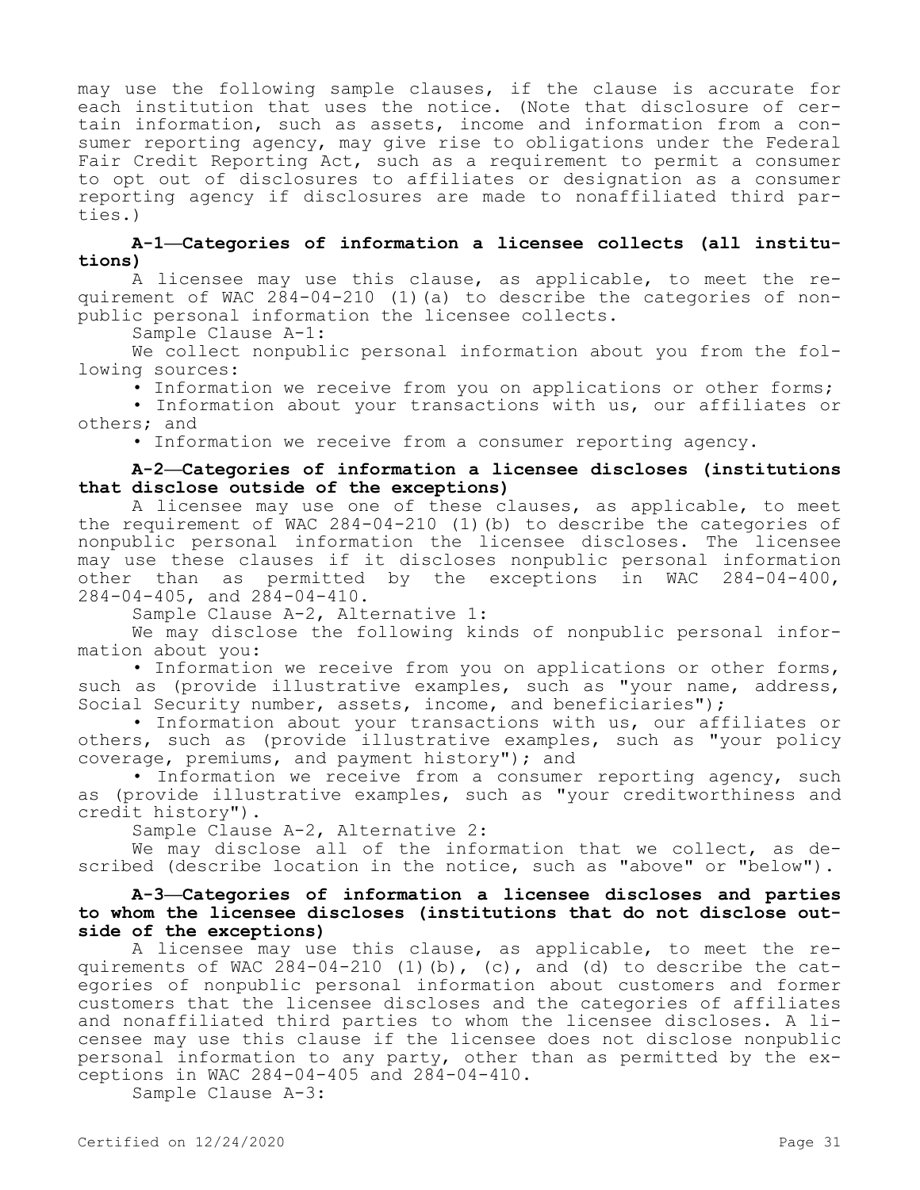may use the following sample clauses, if the clause is accurate for each institution that uses the notice. (Note that disclosure of certain information, such as assets, income and information from a consumer reporting agency, may give rise to obligations under the Federal Fair Credit Reporting Act, such as a requirement to permit a consumer to opt out of disclosures to affiliates or designation as a consumer reporting agency if disclosures are made to nonaffiliated third parties.)

**A-1—Categories of information a licensee collects (all institutions)**

A licensee may use this clause, as applicable, to meet the requirement of WAC 284-04-210 (1)(a) to describe the categories of nonpublic personal information the licensee collects.

Sample Clause A-1:

We collect nonpublic personal information about you from the following sources:

• Information we receive from you on applications or other forms;

• Information about your transactions with us, our affiliates or others; and

• Information we receive from a consumer reporting agency.

**A-2—Categories of information a licensee discloses (institutions that disclose outside of the exceptions)**

A licensee may use one of these clauses, as applicable, to meet the requirement of WAC 284-04-210 (1)(b) to describe the categories of nonpublic personal information the licensee discloses. The licensee may use these clauses if it discloses nonpublic personal information other than as permitted by the exceptions in WAC 284-04-400, 284-04-405, and 284-04-410.

Sample Clause A-2, Alternative 1:

We may disclose the following kinds of nonpublic personal information about you:

• Information we receive from you on applications or other forms, such as (provide illustrative examples, such as "your name, address, Social Security number, assets, income, and beneficiaries");

• Information about your transactions with us, our affiliates or others, such as (provide illustrative examples, such as "your policy coverage, premiums, and payment history"); and

• Information we receive from a consumer reporting agency, such as (provide illustrative examples, such as "your creditworthiness and credit history").

Sample Clause A-2, Alternative 2:

We may disclose all of the information that we collect, as described (describe location in the notice, such as "above" or "below").

**A-3—Categories of information a licensee discloses and parties to whom the licensee discloses (institutions that do not disclose outside of the exceptions)**

A licensee may use this clause, as applicable, to meet the requirements of WAC 284-04-210 (1)(b), (c), and (d) to describe the categories of nonpublic personal information about customers and former customers that the licensee discloses and the categories of affiliates and nonaffiliated third parties to whom the licensee discloses. A licensee may use this clause if the licensee does not disclose nonpublic personal information to any party, other than as permitted by the exceptions in WAC 284-04-405 and 284-04-410.

Sample Clause A-3: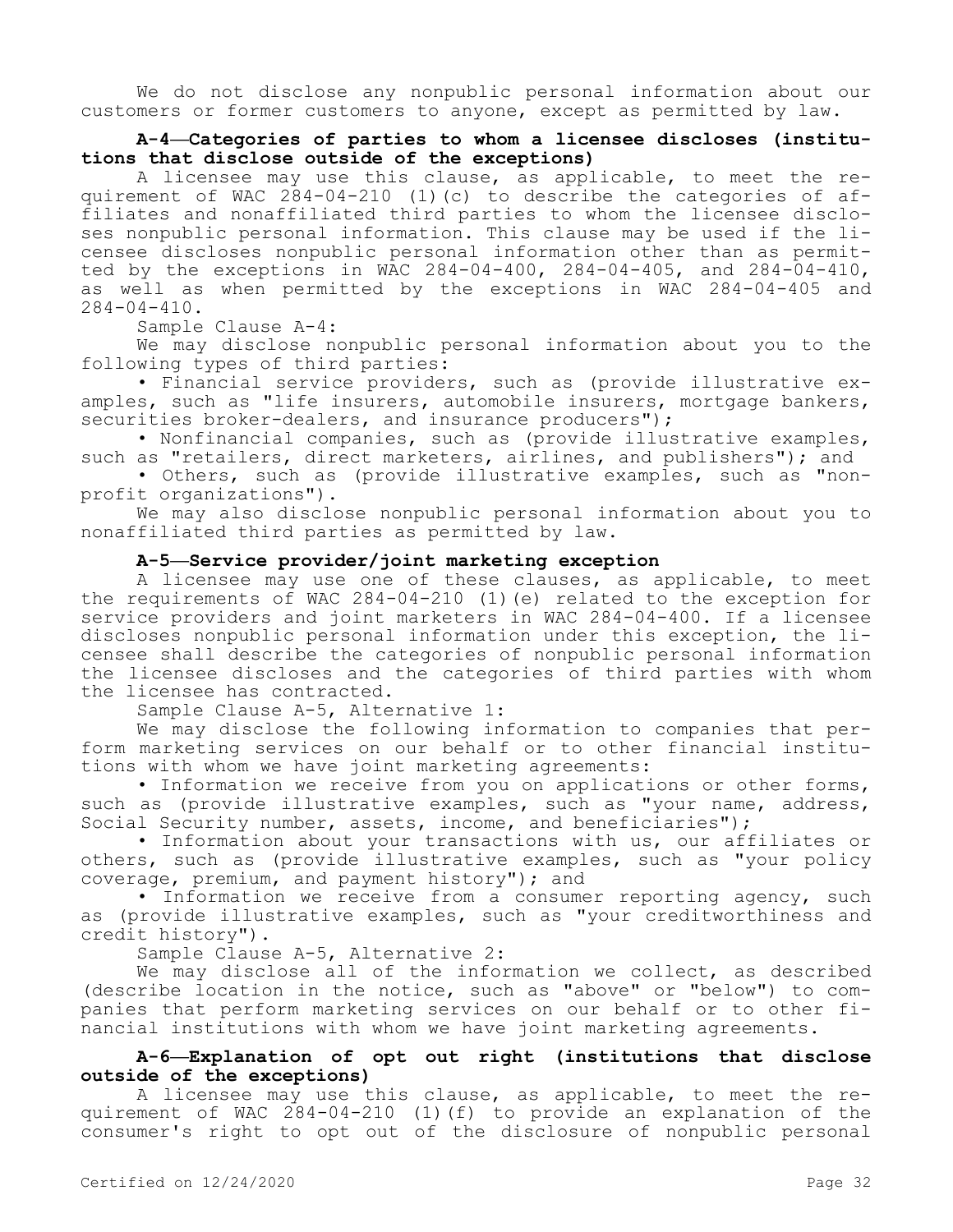We do not disclose any nonpublic personal information about our customers or former customers to anyone, except as permitted by law.

**A-4—Categories of parties to whom a licensee discloses (institutions that disclose outside of the exceptions)**

A licensee may use this clause, as applicable, to meet the requirement of WAC 284-04-210 (1)(c) to describe the categories of affiliates and nonaffiliated third parties to whom the licensee discloses nonpublic personal information. This clause may be used if the licensee discloses nonpublic personal information other than as permitted by the exceptions in WAC 284-04-400, 284-04-405, and 284-04-410, as well as when permitted by the exceptions in WAC 284-04-405 and 284-04-410.

Sample Clause A-4:

We may disclose nonpublic personal information about you to the following types of third parties:

• Financial service providers, such as (provide illustrative examples, such as "life insurers, automobile insurers, mortgage bankers, securities broker-dealers, and insurance producers");

• Nonfinancial companies, such as (provide illustrative examples, such as "retailers, direct marketers, airlines, and publishers"); and

• Others, such as (provide illustrative examples, such as "nonprofit organizations").

We may also disclose nonpublic personal information about you to nonaffiliated third parties as permitted by law.

**A-5—Service provider/joint marketing exception**

A licensee may use one of these clauses, as applicable, to meet the requirements of WAC 284-04-210 (1)(e) related to the exception for service providers and joint marketers in WAC 284-04-400. If a licensee discloses nonpublic personal information under this exception, the licensee shall describe the categories of nonpublic personal information the licensee discloses and the categories of third parties with whom the licensee has contracted.

Sample Clause A-5, Alternative 1:

We may disclose the following information to companies that perform marketing services on our behalf or to other financial institutions with whom we have joint marketing agreements:

• Information we receive from you on applications or other forms, such as (provide illustrative examples, such as "your name, address, Social Security number, assets, income, and beneficiaries");

• Information about your transactions with us, our affiliates or others, such as (provide illustrative examples, such as "your policy coverage, premium, and payment history"); and

• Information we receive from a consumer reporting agency, such as (provide illustrative examples, such as "your creditworthiness and credit history").

Sample Clause A-5, Alternative 2:

We may disclose all of the information we collect, as described (describe location in the notice, such as "above" or "below") to companies that perform marketing services on our behalf or to other financial institutions with whom we have joint marketing agreements.

**A-6—Explanation of opt out right (institutions that disclose outside of the exceptions)**

A licensee may use this clause, as applicable, to meet the requirement of WAC 284-04-210 (1)(f) to provide an explanation of the consumer's right to opt out of the disclosure of nonpublic personal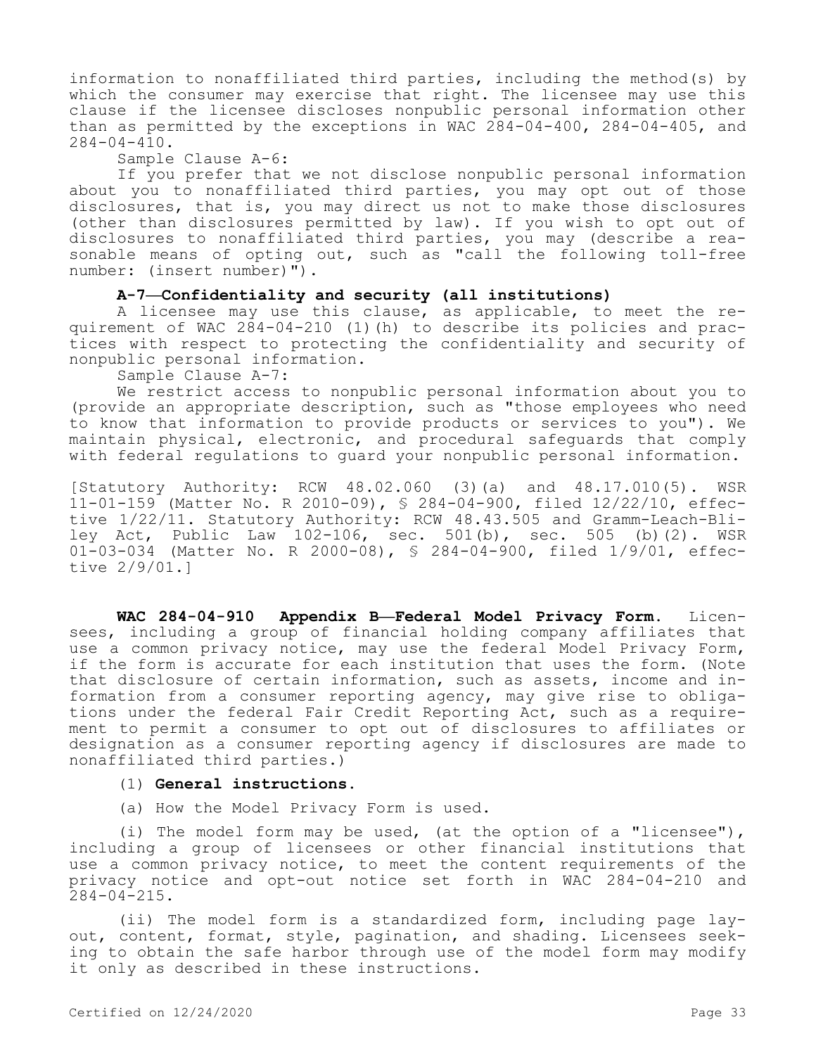information to nonaffiliated third parties, including the method(s) by which the consumer may exercise that right. The licensee may use this clause if the licensee discloses nonpublic personal information other than as permitted by the exceptions in WAC 284-04-400, 284-04-405, and 284-04-410.

Sample Clause A-6:

If you prefer that we not disclose nonpublic personal information about you to nonaffiliated third parties, you may opt out of those disclosures, that is, you may direct us not to make those disclosures (other than disclosures permitted by law). If you wish to opt out of disclosures to nonaffiliated third parties, you may (describe a reasonable means of opting out, such as "call the following toll-free number: (insert number)").

**A-7—Confidentiality and security (all institutions)**

A licensee may use this clause, as applicable, to meet the requirement of WAC 284-04-210 (1)(h) to describe its policies and practices with respect to protecting the confidentiality and security of nonpublic personal information.

Sample Clause A-7:

We restrict access to nonpublic personal information about you to (provide an appropriate description, such as "those employees who need to know that information to provide products or services to you"). We maintain physical, electronic, and procedural safeguards that comply with federal regulations to guard your nonpublic personal information.

[Statutory Authority: RCW 48.02.060 (3)(a) and 48.17.010(5). WSR 11-01-159 (Matter No. R 2010-09), § 284-04-900, filed 12/22/10, effective 1/22/11. Statutory Authority: RCW 48.43.505 and Gramm-Leach-Bliley Act, Public Law 102-106, sec. 501(b), sec. 505 (b)(2). WSR 01-03-034 (Matter No. R 2000-08), § 284-04-900, filed 1/9/01, effective 2/9/01.]

**WAC 284-04-910 Appendix B—Federal Model Privacy Form.** Licensees, including a group of financial holding company affiliates that use a common privacy notice, may use the federal Model Privacy Form, if the form is accurate for each institution that uses the form. (Note that disclosure of certain information, such as assets, income and information from a consumer reporting agency, may give rise to obligations under the federal Fair Credit Reporting Act, such as a requirement to permit a consumer to opt out of disclosures to affiliates or designation as a consumer reporting agency if disclosures are made to nonaffiliated third parties.)

(1) **General instructions.**

(a) How the Model Privacy Form is used.

(i) The model form may be used, (at the option of a "licensee"), including a group of licensees or other financial institutions that use a common privacy notice, to meet the content requirements of the privacy notice and opt-out notice set forth in WAC 284-04-210 and 284-04-215.

(ii) The model form is a standardized form, including page layout, content, format, style, pagination, and shading. Licensees seeking to obtain the safe harbor through use of the model form may modify it only as described in these instructions.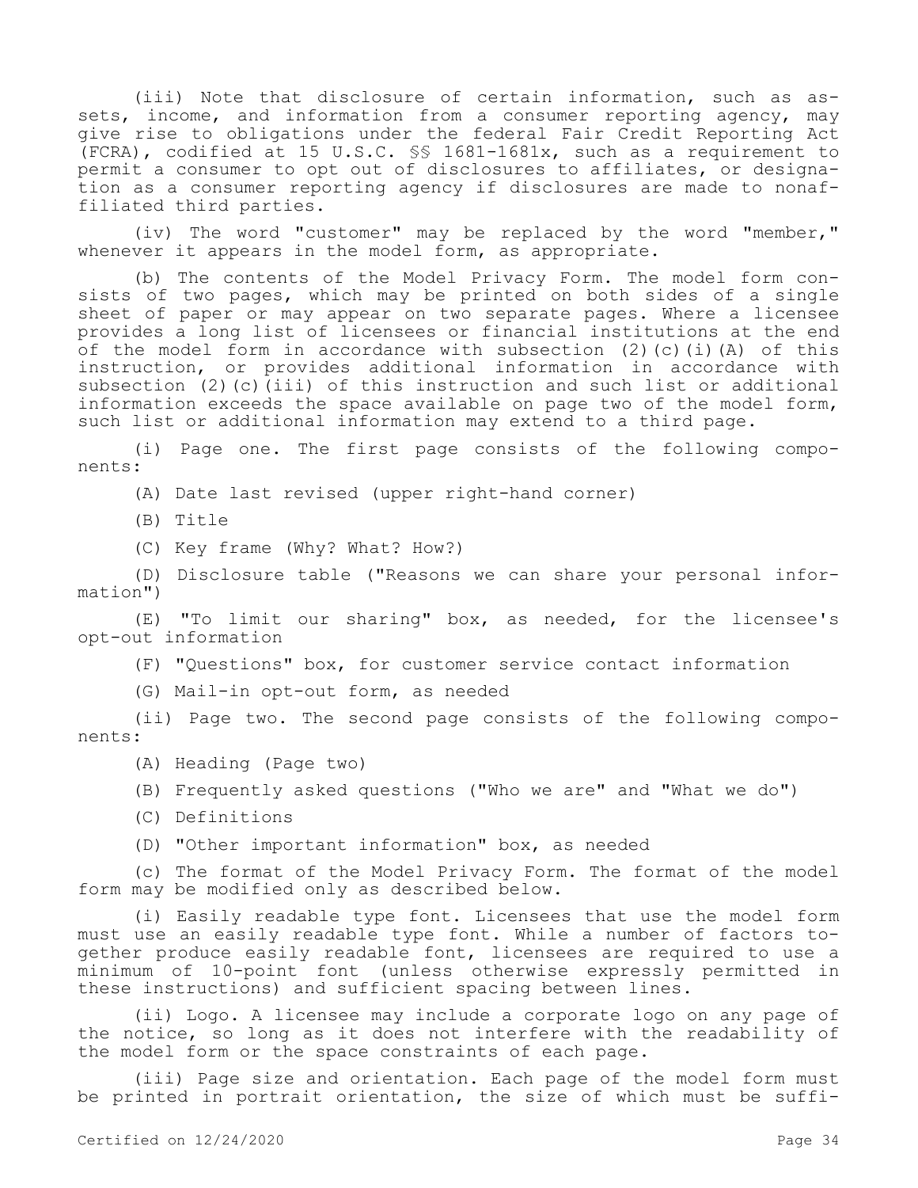(iii) Note that disclosure of certain information, such as assets, income, and information from a consumer reporting agency, may give rise to obligations under the federal Fair Credit Reporting Act (FCRA), codified at 15 U.S.C. §§ 1681-1681x, such as a requirement to permit a consumer to opt out of disclosures to affiliates, or designation as a consumer reporting agency if disclosures are made to nonaffiliated third parties.

(iv) The word "customer" may be replaced by the word "member," whenever it appears in the model form, as appropriate.

(b) The contents of the Model Privacy Form. The model form consists of two pages, which may be printed on both sides of a single sheet of paper or may appear on two separate pages. Where a licensee provides a long list of licensees or financial institutions at the end of the model form in accordance with subsection (2)(c)(i)(A) of this instruction, or provides additional information in accordance with subsection (2)(c)(iii) of this instruction and such list or additional information exceeds the space available on page two of the model form, such list or additional information may extend to a third page.

(i) Page one. The first page consists of the following components:

(A) Date last revised (upper right-hand corner)

(B) Title

(C) Key frame (Why? What? How?)

(D) Disclosure table ("Reasons we can share your personal information")

(E) "To limit our sharing" box, as needed, for the licensee's opt-out information

(F) "Questions" box, for customer service contact information

(G) Mail-in opt-out form, as needed

(ii) Page two. The second page consists of the following components:

(A) Heading (Page two)

(B) Frequently asked questions ("Who we are" and "What we do")

(C) Definitions

(D) "Other important information" box, as needed

(c) The format of the Model Privacy Form. The format of the model form may be modified only as described below.

(i) Easily readable type font. Licensees that use the model form must use an easily readable type font. While a number of factors together produce easily readable font, licensees are required to use a minimum of 10-point font (unless otherwise expressly permitted in these instructions) and sufficient spacing between lines.

(ii) Logo. A licensee may include a corporate logo on any page of the notice, so long as it does not interfere with the readability of the model form or the space constraints of each page.

(iii) Page size and orientation. Each page of the model form must be printed in portrait orientation, the size of which must be suffi-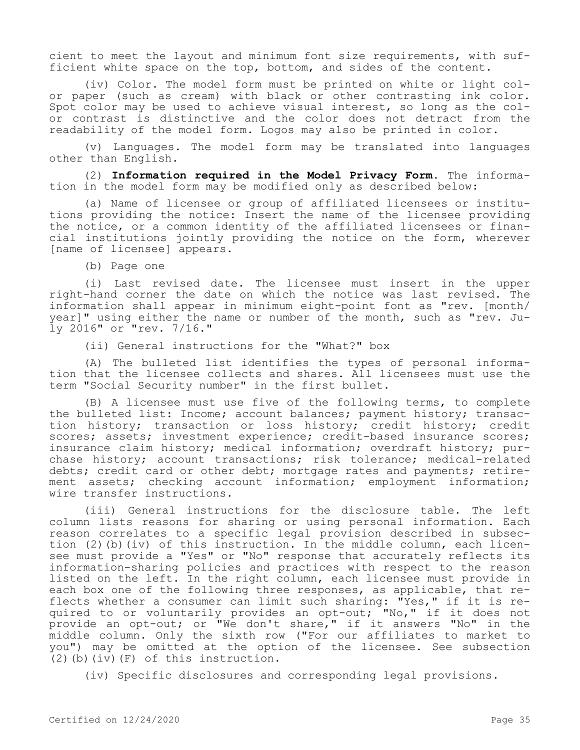cient to meet the layout and minimum font size requirements, with sufficient white space on the top, bottom, and sides of the content.

(iv) Color. The model form must be printed on white or light color paper (such as cream) with black or other contrasting ink color. Spot color may be used to achieve visual interest, so long as the color contrast is distinctive and the color does not detract from the readability of the model form. Logos may also be printed in color.

(v) Languages. The model form may be translated into languages other than English.

(2) **Information required in the Model Privacy Form.** The information in the model form may be modified only as described below:

(a) Name of licensee or group of affiliated licensees or institutions providing the notice: Insert the name of the licensee providing the notice, or a common identity of the affiliated licensees or financial institutions jointly providing the notice on the form, wherever [name of licensee] appears.

(b) Page one

(i) Last revised date. The licensee must insert in the upper right-hand corner the date on which the notice was last revised. The information shall appear in minimum eight-point font as "rev. [month/year]" using either the name or number of the month, such as "rev. July 2016" or "rev. 7/16."

(ii) General instructions for the "What?" box

(A) The bulleted list identifies the types of personal information that the licensee collects and shares. All licensees must use the term "Social Security number" in the first bullet.

(B) A licensee must use five of the following terms, to complete the bulleted list: Income; account balances; payment history; transaction history; transaction or loss history; credit history; credit scores; assets; investment experience; credit-based insurance scores; insurance claim history; medical information; overdraft history; purchase history; account transactions; risk tolerance; medical-related debts; credit card or other debt; mortgage rates and payments; retirement assets; checking account information; employment information; wire transfer instructions.

(iii) General instructions for the disclosure table. The left column lists reasons for sharing or using personal information. Each reason correlates to a specific legal provision described in subsection (2)(b)(iv) of this instruction. In the middle column, each licensee must provide a "Yes" or "No" response that accurately reflects its information-sharing policies and practices with respect to the reason listed on the left. In the right column, each licensee must provide in each box one of the following three responses, as applicable, that reflects whether a consumer can limit such sharing: "Yes," if it is required to or voluntarily provides an opt-out; "No," if it does not provide an opt-out; or "We don't share," if it answers "No" in the middle column. Only the sixth row ("For our affiliates to market to you") may be omitted at the option of the licensee. See subsection (2)(b)(iv)(F) of this instruction.

(iv) Specific disclosures and corresponding legal provisions.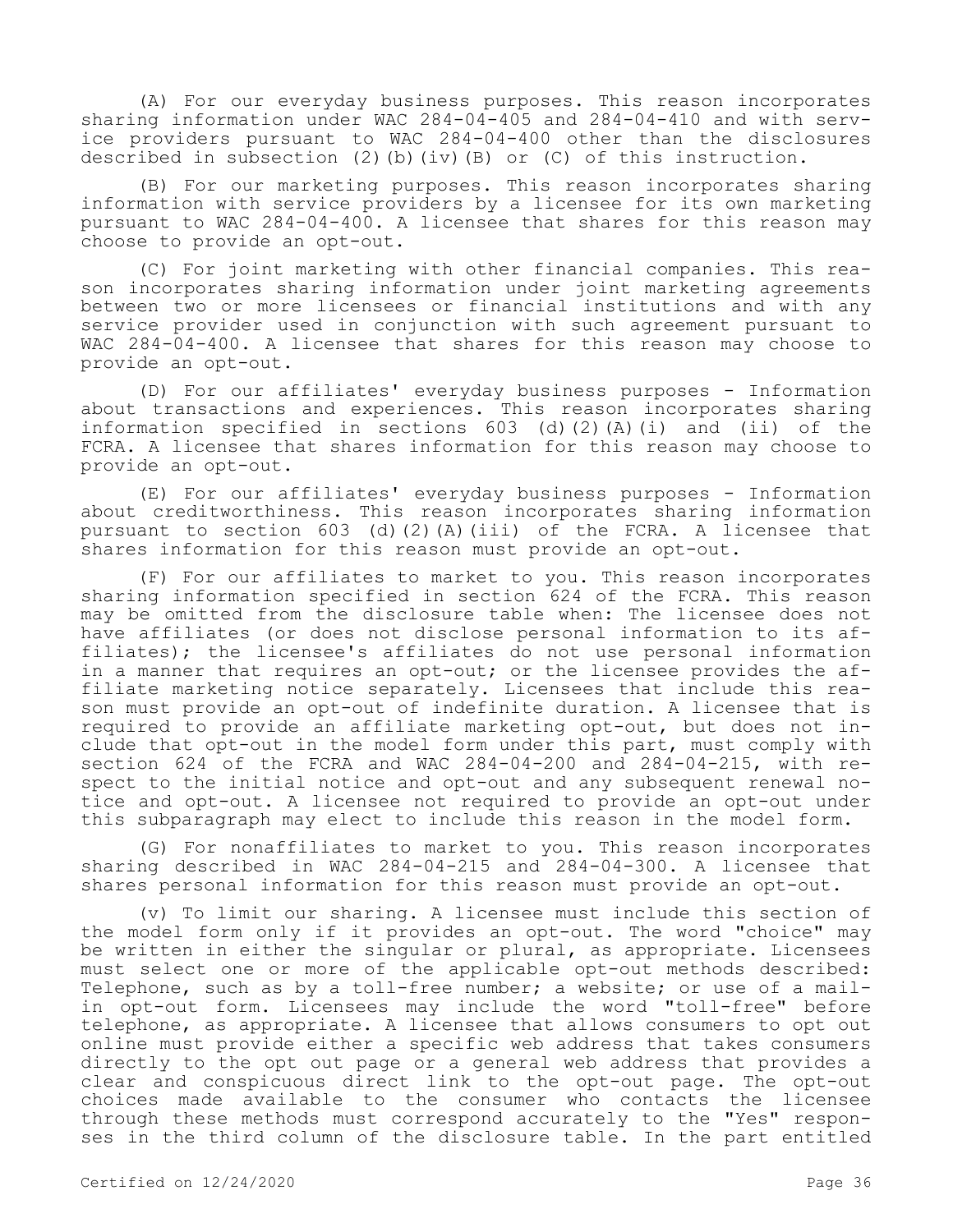(A) For our everyday business purposes. This reason incorporates sharing information under WAC 284-04-405 and 284-04-410 and with service providers pursuant to WAC 284-04-400 other than the disclosures described in subsection (2)(b)(iv)(B) or (C) of this instruction.

(B) For our marketing purposes. This reason incorporates sharing information with service providers by a licensee for its own marketing pursuant to WAC 284-04-400. A licensee that shares for this reason may choose to provide an opt-out.

(C) For joint marketing with other financial companies. This reason incorporates sharing information under joint marketing agreements between two or more licensees or financial institutions and with any service provider used in conjunction with such agreement pursuant to WAC 284-04-400. A licensee that shares for this reason may choose to provide an opt-out.

(D) For our affiliates' everyday business purposes - Information about transactions and experiences. This reason incorporates sharing information specified in sections 603 (d)(2)(A)(i) and (ii) of the FCRA. A licensee that shares information for this reason may choose to provide an opt-out.

(E) For our affiliates' everyday business purposes - Information about creditworthiness. This reason incorporates sharing information pursuant to section 603 (d)(2)(A)(iii) of the FCRA. A licensee that shares information for this reason must provide an opt-out.

(F) For our affiliates to market to you. This reason incorporates sharing information specified in section 624 of the FCRA. This reason may be omitted from the disclosure table when: The licensee does not have affiliates (or does not disclose personal information to its affiliates); the licensee's affiliates do not use personal information in a manner that requires an opt-out; or the licensee provides the affiliate marketing notice separately. Licensees that include this reason must provide an opt-out of indefinite duration. A licensee that is required to provide an affiliate marketing opt-out, but does not include that opt-out in the model form under this part, must comply with section 624 of the FCRA and WAC 284-04-200 and 284-04-215, with respect to the initial notice and opt-out and any subsequent renewal notice and opt-out. A licensee not required to provide an opt-out under this subparagraph may elect to include this reason in the model form.

(G) For nonaffiliates to market to you. This reason incorporates sharing described in WAC 284-04-215 and 284-04-300. A licensee that shares personal information for this reason must provide an opt-out.

(v) To limit our sharing. A licensee must include this section of the model form only if it provides an opt-out. The word "choice" may be written in either the singular or plural, as appropriate. Licensees must select one or more of the applicable opt-out methods described: Telephone, such as by a toll-free number; a website; or use of a mail-in opt-out form. Licensees may include the word "toll-free" before telephone, as appropriate. A licensee that allows consumers to opt out online must provide either a specific web address that takes consumers directly to the opt out page or a general web address that provides a clear and conspicuous direct link to the opt-out page. The opt-out choices made available to the consumer who contacts the licensee through these methods must correspond accurately to the "Yes" responses in the third column of the disclosure table. In the part entitled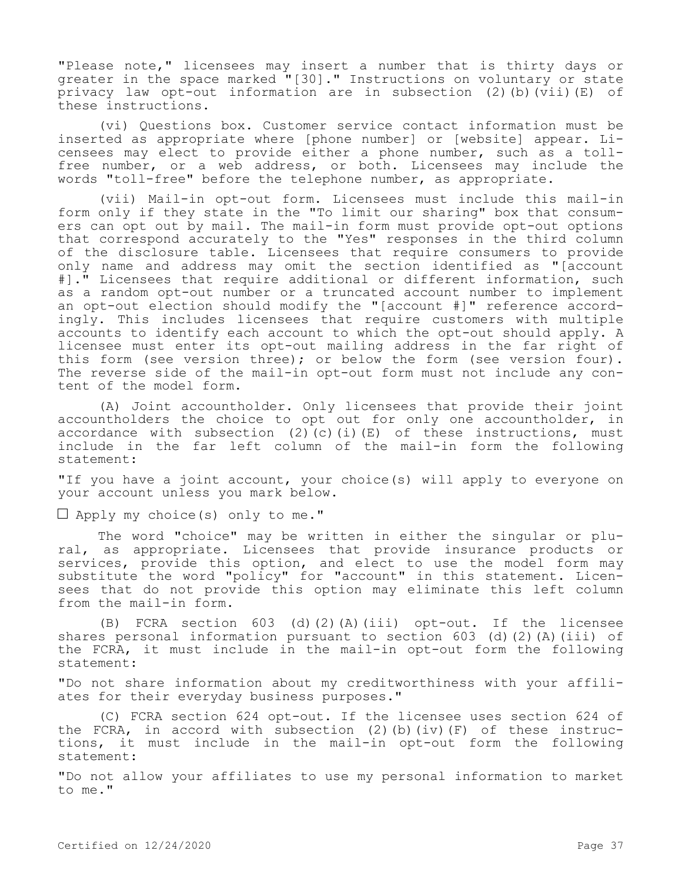"Please note," licensees may insert a number that is thirty days or greater in the space marked "[30]." Instructions on voluntary or state privacy law opt-out information are in subsection (2)(b)(vii)(E) of these instructions.

(vi) Questions box. Customer service contact information must be inserted as appropriate where [phone number] or [website] appear. Licensees may elect to provide either a phone number, such as a toll-free number, or a web address, or both. Licensees may include the words "toll-free" before the telephone number, as appropriate.

(vii) Mail-in opt-out form. Licensees must include this mail-in form only if they state in the "To limit our sharing" box that consumers can opt out by mail. The mail-in form must provide opt-out options that correspond accurately to the "Yes" responses in the third column of the disclosure table. Licensees that require consumers to provide only name and address may omit the section identified as "[account #]." Licensees that require additional or different information, such as a random opt-out number or a truncated account number to implement an opt-out election should modify the "[account #]" reference accordingly. This includes licensees that require customers with multiple accounts to identify each account to which the opt-out should apply. A licensee must enter its opt-out mailing address in the far right of this form (see version three); or below the form (see version four). The reverse side of the mail-in opt-out form must not include any content of the model form.

(A) Joint accountholder. Only licensees that provide their joint accountholders the choice to opt out for only one accountholder, in accordance with subsection (2)(c)(i)(E) of these instructions, must include in the far left column of the mail-in form the following statement:

"If you have a joint account, your choice(s) will apply to everyone on your account unless you mark below.

☐ Apply my choice(s) only to me."

The word "choice" may be written in either the singular or plural, as appropriate. Licensees that provide insurance products or services, provide this option, and elect to use the model form may substitute the word "policy" for "account" in this statement. Licensees that do not provide this option may eliminate this left column from the mail-in form.

(B) FCRA section 603 (d)(2)(A)(iii) opt-out. If the licensee shares personal information pursuant to section 603 (d)(2)(A)(iii) of the FCRA, it must include in the mail-in opt-out form the following statement:

"Do not share information about my creditworthiness with your affiliates for their everyday business purposes."

(C) FCRA section 624 opt-out. If the licensee uses section 624 of the FCRA, in accord with subsection (2)(b)(iv)(F) of these instructions, it must include in the mail-in opt-out form the following statement:

"Do not allow your affiliates to use my personal information to market to me."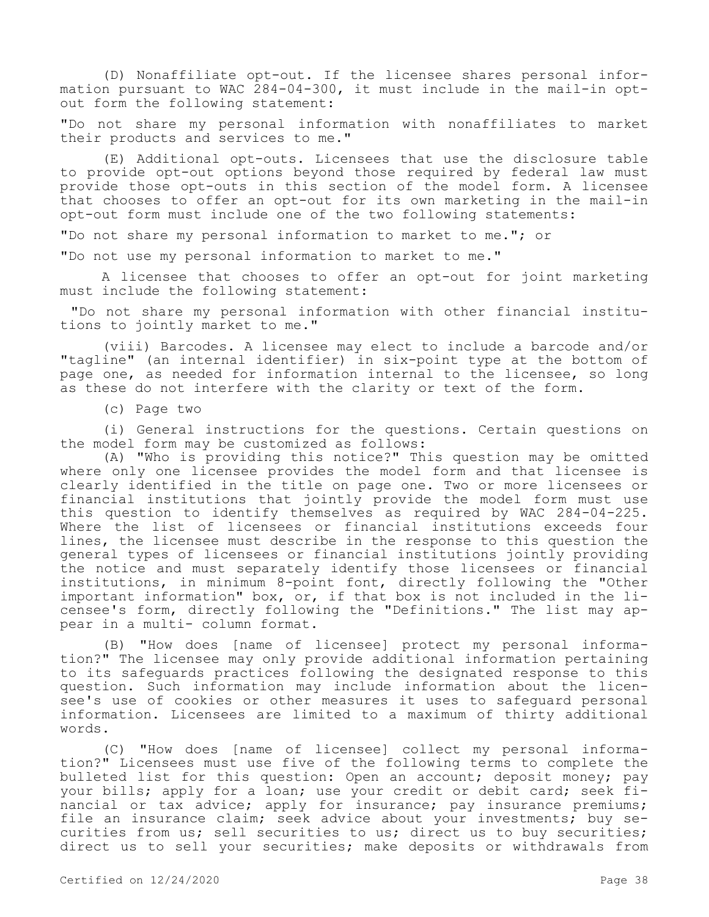(D) Nonaffiliate opt-out. If the licensee shares personal information pursuant to WAC 284-04-300, it must include in the mail-in opt-out form the following statement:

"Do not share my personal information with nonaffiliates to market their products and services to me."

(E) Additional opt-outs. Licensees that use the disclosure table to provide opt-out options beyond those required by federal law must provide those opt-outs in this section of the model form. A licensee that chooses to offer an opt-out for its own marketing in the mail-in opt-out form must include one of the two following statements:

"Do not share my personal information to market to me."; or

"Do not use my personal information to market to me."

A licensee that chooses to offer an opt-out for joint marketing must include the following statement:

"Do not share my personal information with other financial institutions to jointly market to me."

(viii) Barcodes. A licensee may elect to include a barcode and/or "tagline" (an internal identifier) in six-point type at the bottom of page one, as needed for information internal to the licensee, so long as these do not interfere with the clarity or text of the form.

(c) Page two

(i) General instructions for the questions. Certain questions on the model form may be customized as follows:

(A) "Who is providing this notice?" This question may be omitted where only one licensee provides the model form and that licensee is clearly identified in the title on page one. Two or more licensees or financial institutions that jointly provide the model form must use this question to identify themselves as required by WAC 284-04-225. Where the list of licensees or financial institutions exceeds four lines, the licensee must describe in the response to this question the general types of licensees or financial institutions jointly providing the notice and must separately identify those licensees or financial institutions, in minimum 8-point font, directly following the "Other important information" box, or, if that box is not included in the licensee's form, directly following the "Definitions." The list may appear in a multi- column format.

(B) "How does [name of licensee] protect my personal information?" The licensee may only provide additional information pertaining to its safeguards practices following the designated response to this question. Such information may include information about the licensee's use of cookies or other measures it uses to safeguard personal information. Licensees are limited to a maximum of thirty additional words.

(C) "How does [name of licensee] collect my personal information?" Licensees must use five of the following terms to complete the bulleted list for this question: Open an account; deposit money; pay your bills; apply for a loan; use your credit or debit card; seek financial or tax advice; apply for insurance; pay insurance premiums; file an insurance claim; seek advice about your investments; buy securities from us; sell securities to us; direct us to buy securities; direct us to sell your securities; make deposits or withdrawals from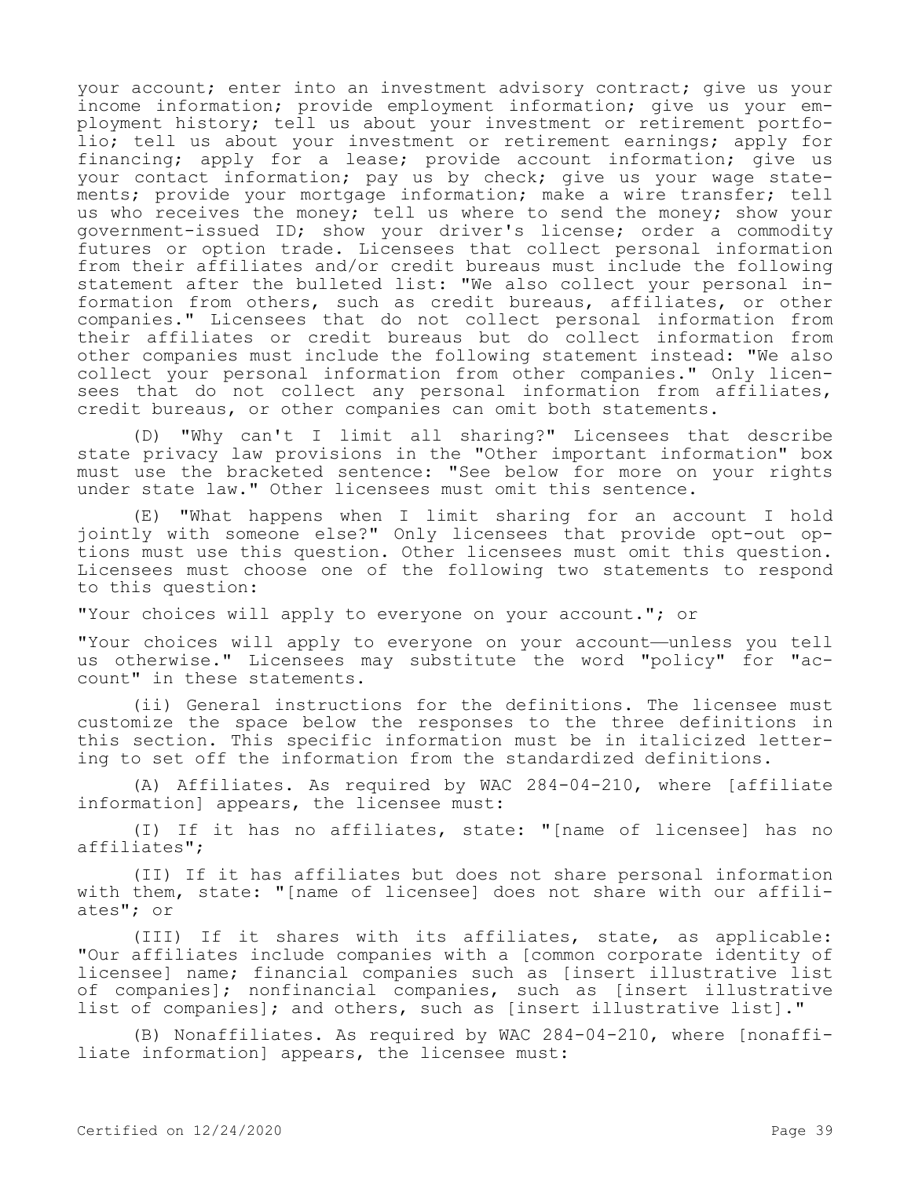your account; enter into an investment advisory contract; give us your income information; provide employment information; give us your employment history; tell us about your investment or retirement portfolio; tell us about your investment or retirement earnings; apply for financing; apply for a lease; provide account information; give us your contact information; pay us by check; give us your wage statements; provide your mortgage information; make a wire transfer; tell us who receives the money; tell us where to send the money; show your government-issued ID; show your driver's license; order a commodity futures or option trade. Licensees that collect personal information from their affiliates and/or credit bureaus must include the following statement after the bulleted list: "We also collect your personal information from others, such as credit bureaus, affiliates, or other companies." Licensees that do not collect personal information from their affiliates or credit bureaus but do collect information from other companies must include the following statement instead: "We also collect your personal information from other companies." Only licensees that do not collect any personal information from affiliates, credit bureaus, or other companies can omit both statements.

(D) "Why can't I limit all sharing?" Licensees that describe state privacy law provisions in the "Other important information" box must use the bracketed sentence: "See below for more on your rights under state law." Other licensees must omit this sentence.

(E) "What happens when I limit sharing for an account I hold jointly with someone else?" Only licensees that provide opt-out options must use this question. Other licensees must omit this question. Licensees must choose one of the following two statements to respond to this question:

"Your choices will apply to everyone on your account."; or

"Your choices will apply to everyone on your account—unless you tell us otherwise." Licensees may substitute the word "policy" for "account" in these statements.

(ii) General instructions for the definitions. The licensee must customize the space below the responses to the three definitions in this section. This specific information must be in italicized lettering to set off the information from the standardized definitions.

(A) Affiliates. As required by WAC 284-04-210, where [affiliate information] appears, the licensee must:

(I) If it has no affiliates, state: "[name of licensee] has no affiliates";

(II) If it has affiliates but does not share personal information with them, state: "[name of licensee] does not share with our affiliates"; or

(III) If it shares with its affiliates, state, as applicable: "Our affiliates include companies with a [common corporate identity of licensee] name; financial companies such as [insert illustrative list of companies]; nonfinancial companies, such as [insert illustrative list of companies]; and others, such as [insert illustrative list]."

(B) Nonaffiliates. As required by WAC 284-04-210, where [nonaffiliate information] appears, the licensee must: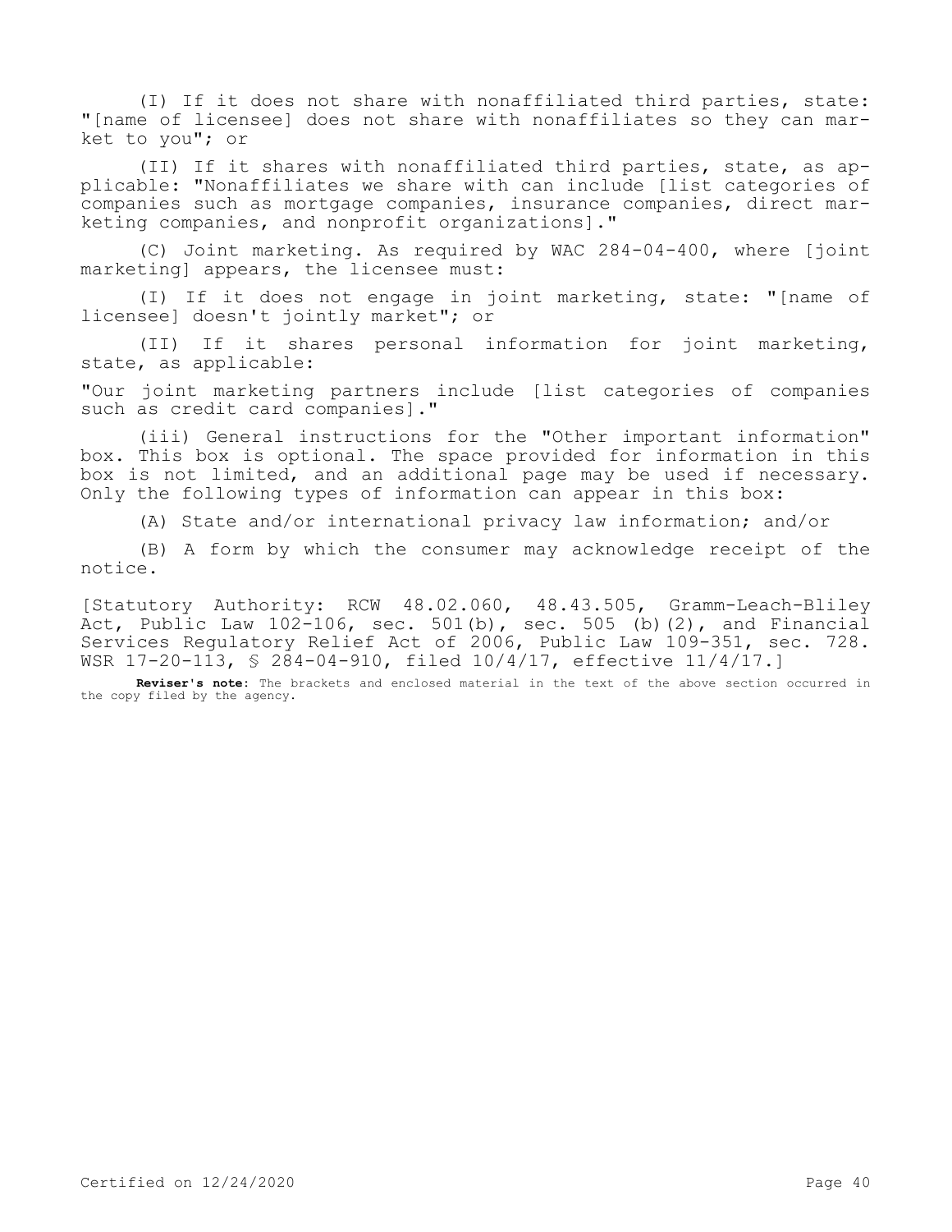(I) If it does not share with nonaffiliated third parties, state: "[name of licensee] does not share with nonaffiliates so they can market to you"; or

(II) If it shares with nonaffiliated third parties, state, as applicable: "Nonaffiliates we share with can include [list categories of companies such as mortgage companies, insurance companies, direct marketing companies, and nonprofit organizations]."

(C) Joint marketing. As required by WAC 284-04-400, where [joint marketing] appears, the licensee must:

(I) If it does not engage in joint marketing, state: "[name of licensee] doesn't jointly market"; or

(II) If it shares personal information for joint marketing, state, as applicable:

"Our joint marketing partners include [list categories of companies such as credit card companies]."

(iii) General instructions for the "Other important information" box. This box is optional. The space provided for information in this box is not limited, and an additional page may be used if necessary. Only the following types of information can appear in this box:

(A) State and/or international privacy law information; and/or

(B) A form by which the consumer may acknowledge receipt of the notice.

[Statutory Authority: RCW 48.02.060, 48.43.505, Gramm-Leach-Bliley Act, Public Law 102-106, sec. 501(b), sec. 505 (b)(2), and Financial Services Regulatory Relief Act of 2006, Public Law 109-351, sec. 728. WSR 17-20-113, § 284-04-910, filed 10/4/17, effective 11/4/17.]

**Reviser's note**: The brackets and enclosed material in the text of the above section occurred in the copy filed by the agency.